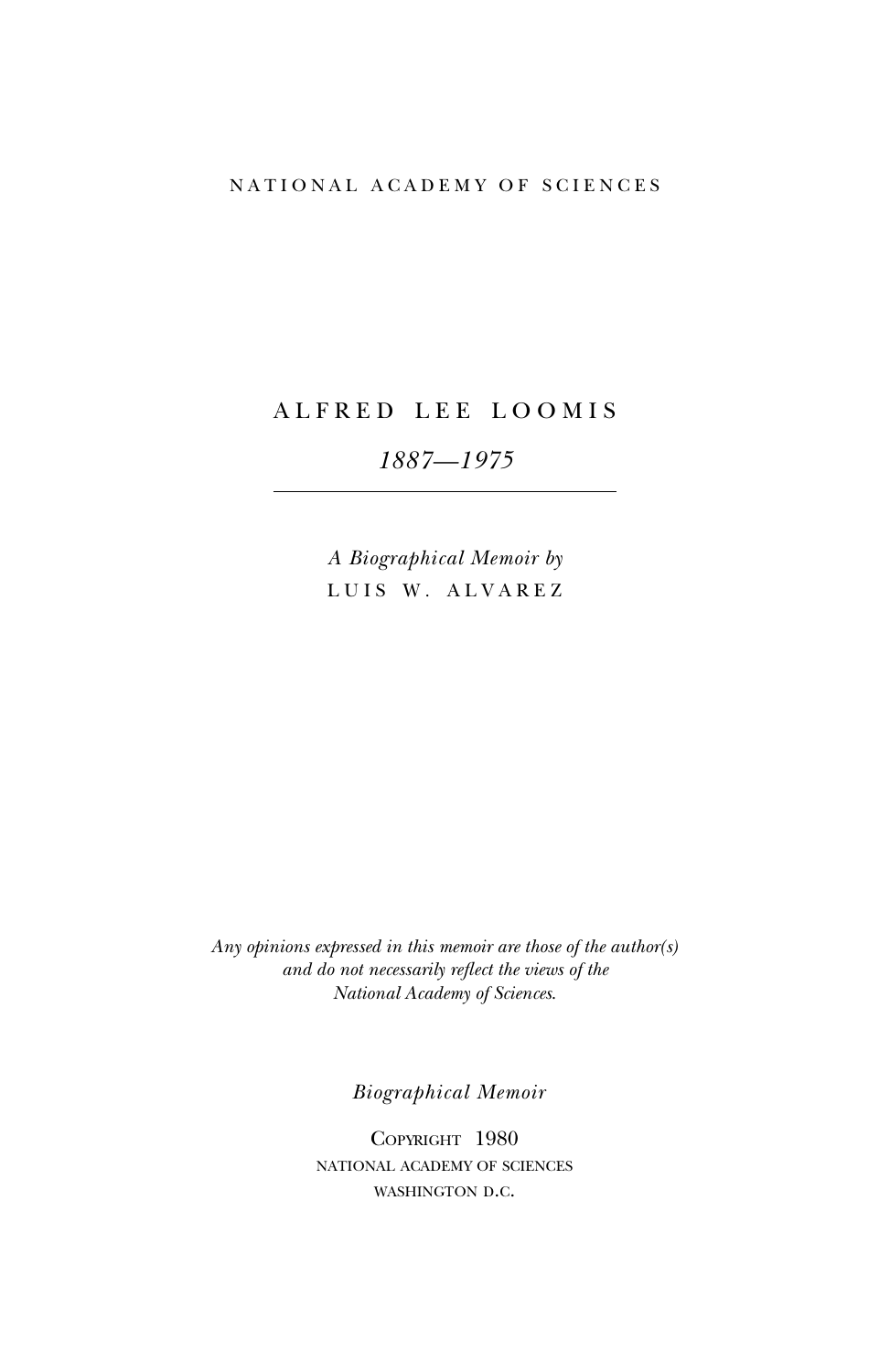NATIONAL ACADEMY OF SCIENCES

# ALFRED LEE LOOMIS

*1887—1975*

---

*A Biographical Memoir by*
LUIS W. ALVAREZ

*Any opinions expressed in this memoir are those of the author(s) and do not necessarily reflect the views of the National Academy of Sciences.*

*Biographical Memoir*

COPYRIGHT 1980
NATIONAL ACADEMY OF SCIENCES
WASHINGTON D.C.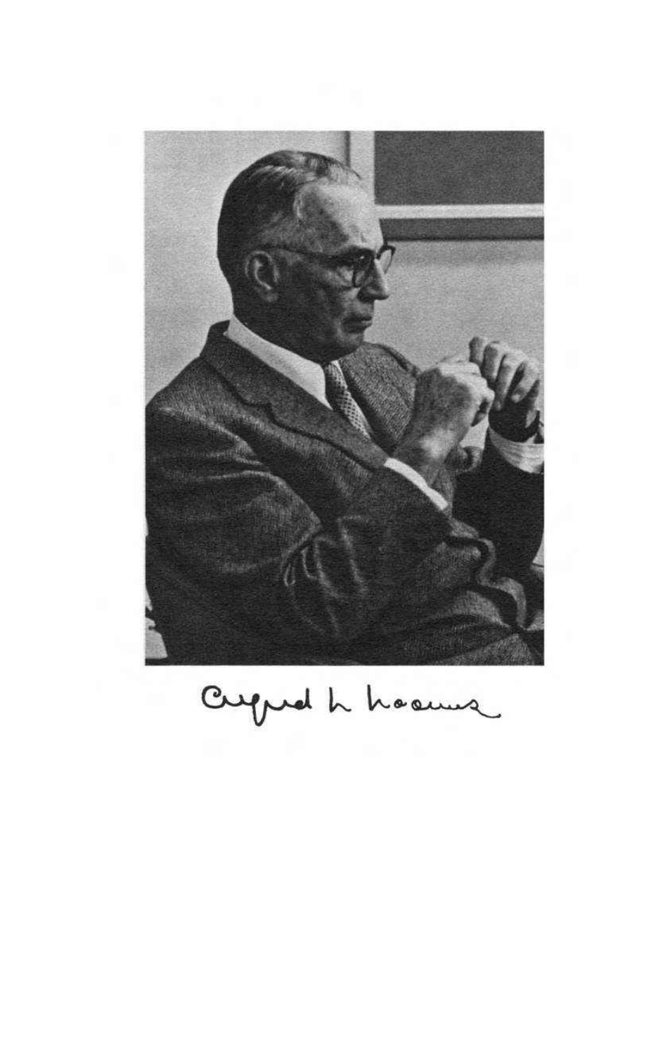Alfred L Loomis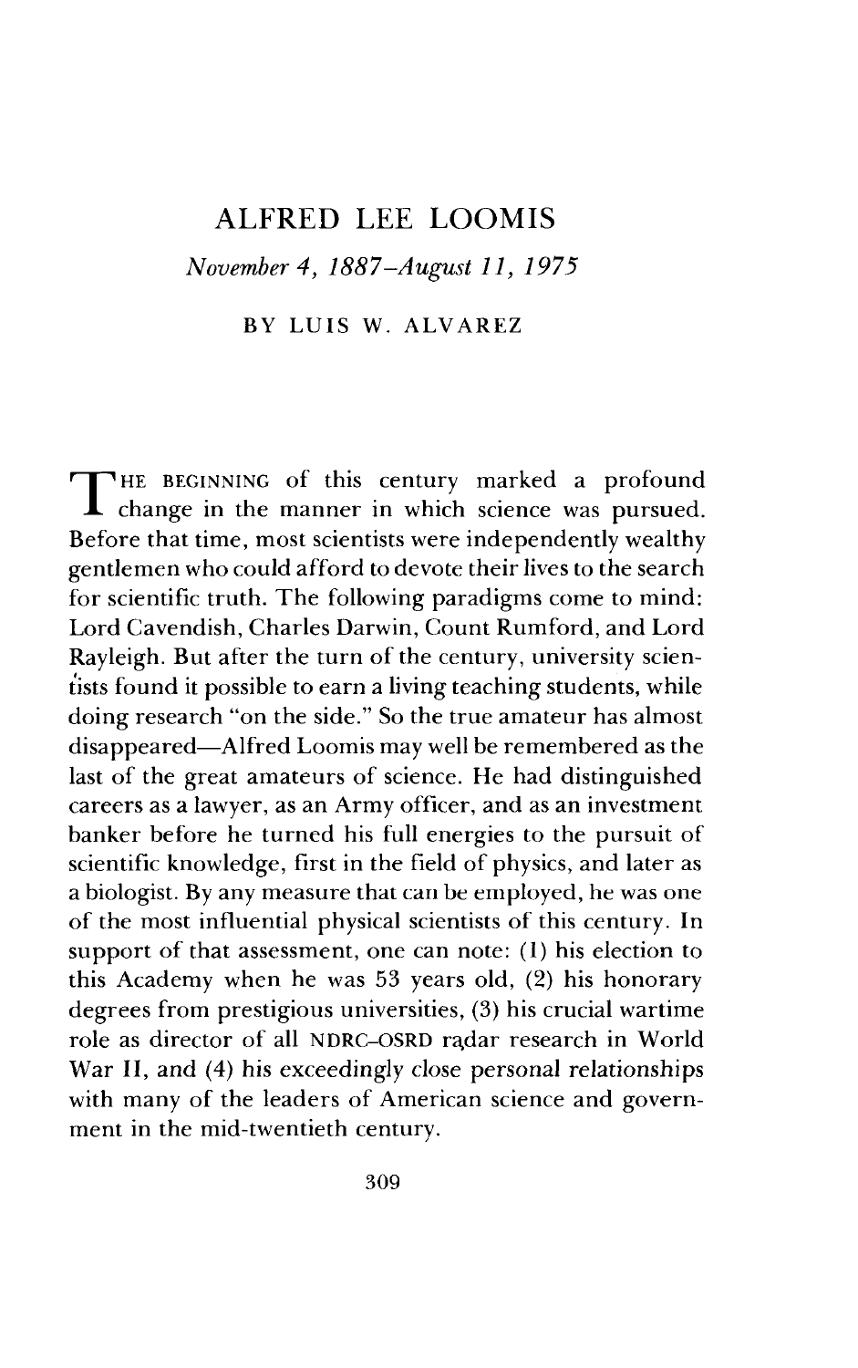# ALFRED LEE LOOMIS

*November 4, 1887–August 11, 1975*

BY LUIS W. ALVAREZ

THE BEGINNING of this century marked a profound change in the manner in which science was pursued. Before that time, most scientists were independently wealthy gentlemen who could afford to devote their lives to the search for scientific truth. The following paradigms come to mind: Lord Cavendish, Charles Darwin, Count Rumford, and Lord Rayleigh. But after the turn of the century, university scientists found it possible to earn a living teaching students, while doing research "on the side." So the true amateur has almost disappeared—Alfred Loomis may well be remembered as the last of the great amateurs of science. He had distinguished careers as a lawyer, as an Army officer, and as an investment banker before he turned his full energies to the pursuit of scientific knowledge, first in the field of physics, and later as a biologist. By any measure that can be employed, he was one of the most influential physical scientists of this century. In support of that assessment, one can note: (1) his election to this Academy when he was 53 years old, (2) his honorary degrees from prestigious universities, (3) his crucial wartime role as director of all NDRC–OSRD radar research in World War II, and (4) his exceedingly close personal relationships with many of the leaders of American science and government in the mid-twentieth century.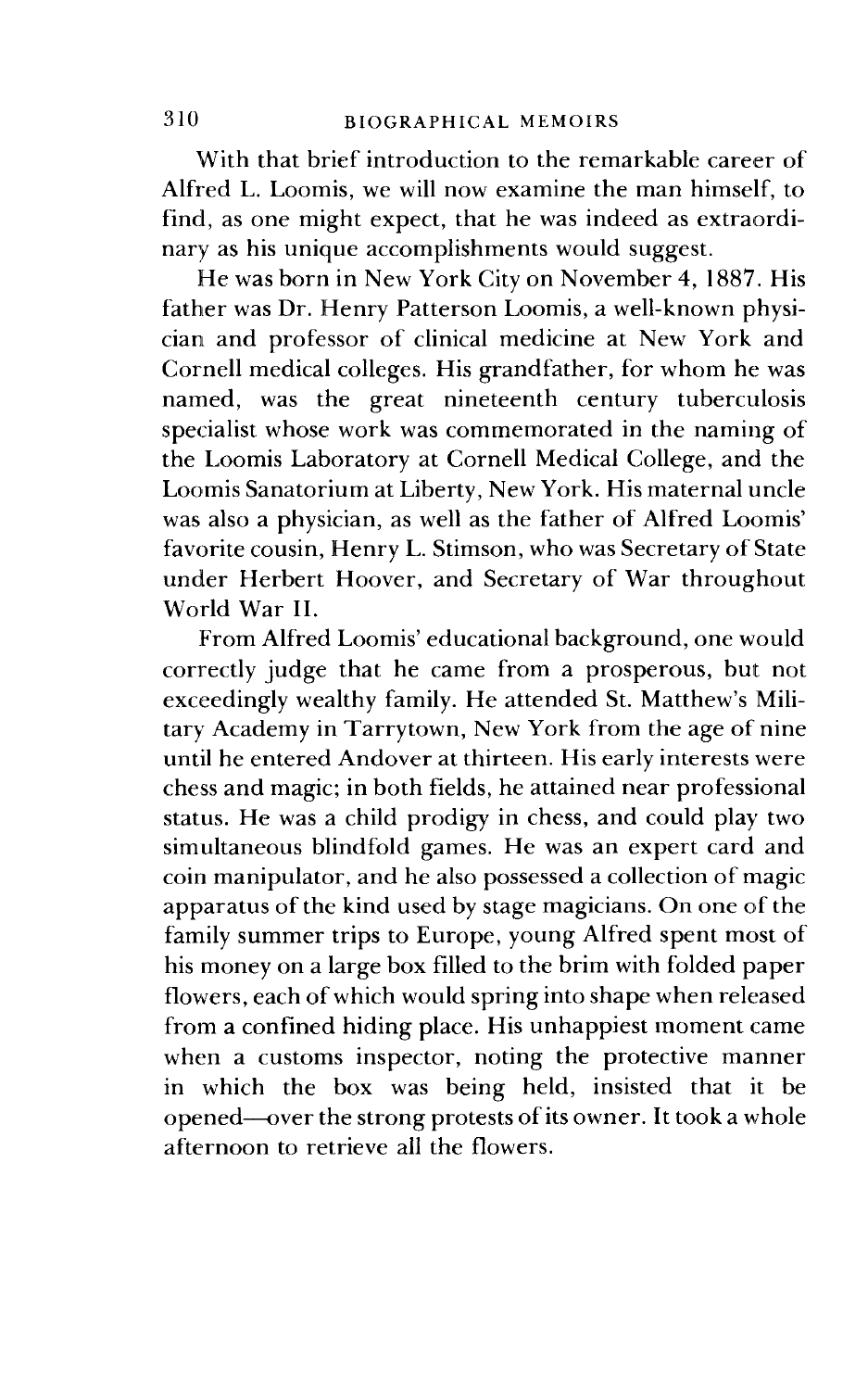With that brief introduction to the remarkable career of Alfred L. Loomis, we will now examine the man himself, to find, as one might expect, that he was indeed as extraordinary as his unique accomplishments would suggest.

He was born in New York City on November 4, 1887. His father was Dr. Henry Patterson Loomis, a well-known physician and professor of clinical medicine at New York and Cornell medical colleges. His grandfather, for whom he was named, was the great nineteenth century tuberculosis specialist whose work was commemorated in the naming of the Loomis Laboratory at Cornell Medical College, and the Loomis Sanatorium at Liberty, New York. His maternal uncle was also a physician, as well as the father of Alfred Loomis' favorite cousin, Henry L. Stimson, who was Secretary of State under Herbert Hoover, and Secretary of War throughout World War II.

From Alfred Loomis' educational background, one would correctly judge that he came from a prosperous, but not exceedingly wealthy family. He attended St. Matthew's Military Academy in Tarrytown, New York from the age of nine until he entered Andover at thirteen. His early interests were chess and magic; in both fields, he attained near professional status. He was a child prodigy in chess, and could play two simultaneous blindfold games. He was an expert card and coin manipulator, and he also possessed a collection of magic apparatus of the kind used by stage magicians. On one of the family summer trips to Europe, young Alfred spent most of his money on a large box filled to the brim with folded paper flowers, each of which would spring into shape when released from a confined hiding place. His unhappiest moment came when a customs inspector, noting the protective manner in which the box was being held, insisted that it be opened—over the strong protests of its owner. It took a whole afternoon to retrieve all the flowers.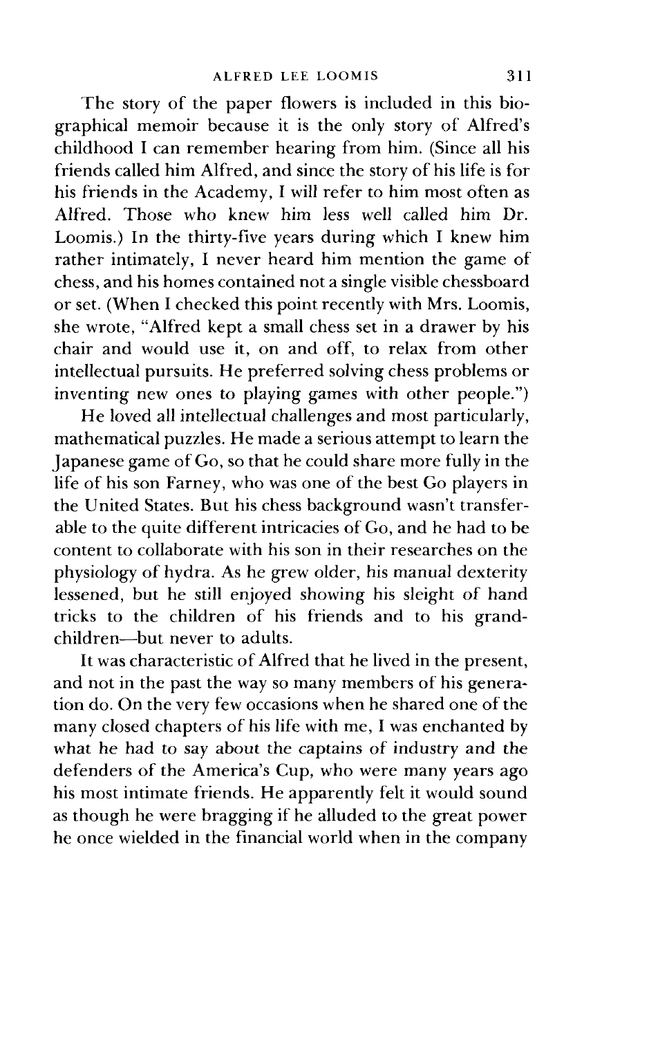The story of the paper flowers is included in this biographical memoir because it is the only story of Alfred's childhood I can remember hearing from him. (Since all his friends called him Alfred, and since the story of his life is for his friends in the Academy, I will refer to him most often as Alfred. Those who knew him less well called him Dr. Loomis.) In the thirty-five years during which I knew him rather intimately, I never heard him mention the game of chess, and his homes contained not a single visible chessboard or set. (When I checked this point recently with Mrs. Loomis, she wrote, "Alfred kept a small chess set in a drawer by his chair and would use it, on and off, to relax from other intellectual pursuits. He preferred solving chess problems or inventing new ones to playing games with other people.")

He loved all intellectual challenges and most particularly, mathematical puzzles. He made a serious attempt to learn the Japanese game of Go, so that he could share more fully in the life of his son Farney, who was one of the best Go players in the United States. But his chess background wasn't transferable to the quite different intricacies of Go, and he had to be content to collaborate with his son in their researches on the physiology of hydra. As he grew older, his manual dexterity lessened, but he still enjoyed showing his sleight of hand tricks to the children of his friends and to his grandchildren—but never to adults.

It was characteristic of Alfred that he lived in the present, and not in the past the way so many members of his generation do. On the very few occasions when he shared one of the many closed chapters of his life with me, I was enchanted by what he had to say about the captains of industry and the defenders of the America's Cup, who were many years ago his most intimate friends. He apparently felt it would sound as though he were bragging if he alluded to the great power he once wielded in the financial world when in the company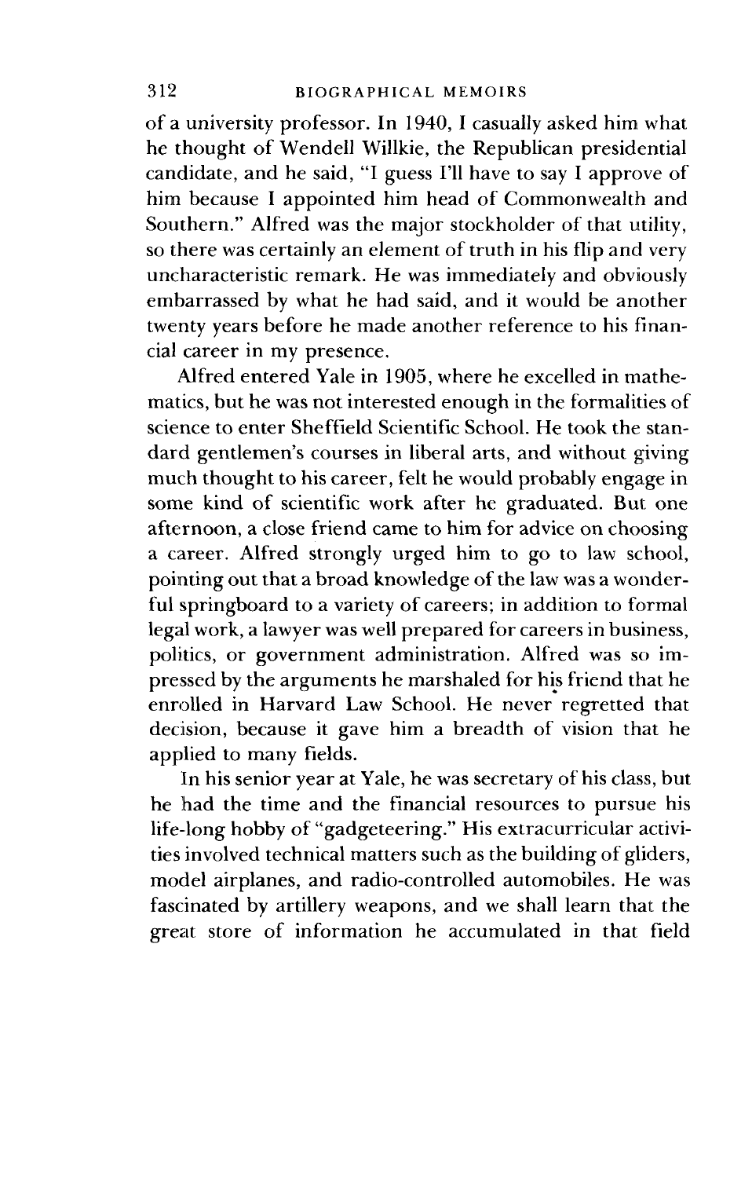of a university professor. In 1940, I casually asked him what he thought of Wendell Willkie, the Republican presidential candidate, and he said, "I guess I'll have to say I approve of him because I appointed him head of Commonwealth and Southern." Alfred was the major stockholder of that utility, so there was certainly an element of truth in his flip and very uncharacteristic remark. He was immediately and obviously embarrassed by what he had said, and it would be another twenty years before he made another reference to his financial career in my presence.

Alfred entered Yale in 1905, where he excelled in mathematics, but he was not interested enough in the formalities of science to enter Sheffield Scientific School. He took the standard gentlemen's courses in liberal arts, and without giving much thought to his career, felt he would probably engage in some kind of scientific work after he graduated. But one afternoon, a close friend came to him for advice on choosing a career. Alfred strongly urged him to go to law school, pointing out that a broad knowledge of the law was a wonderful springboard to a variety of careers; in addition to formal legal work, a lawyer was well prepared for careers in business, politics, or government administration. Alfred was so impressed by the arguments he marshaled for his friend that he enrolled in Harvard Law School. He never regretted that decision, because it gave him a breadth of vision that he applied to many fields.

In his senior year at Yale, he was secretary of his class, but he had the time and the financial resources to pursue his life-long hobby of "gadgeteering." His extracurricular activities involved technical matters such as the building of gliders, model airplanes, and radio-controlled automobiles. He was fascinated by artillery weapons, and we shall learn that the great store of information he accumulated in that field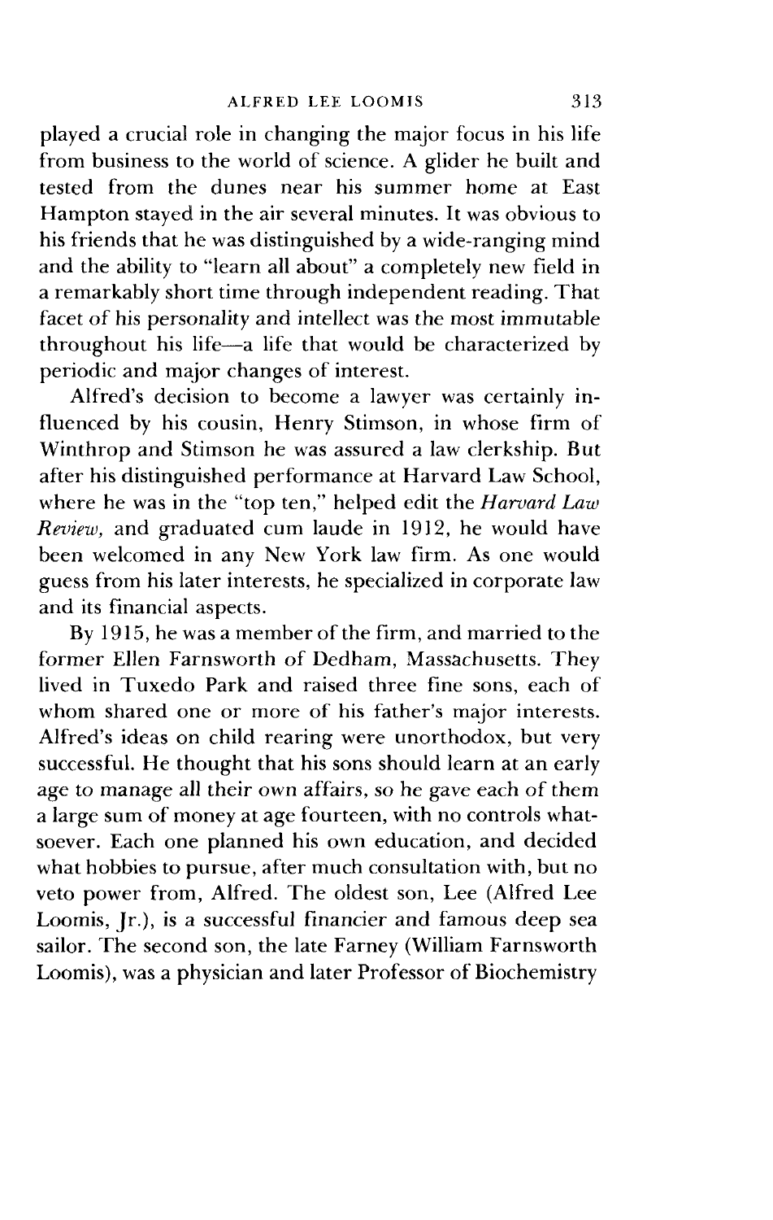played a crucial role in changing the major focus in his life from business to the world of science. A glider he built and tested from the dunes near his summer home at East Hampton stayed in the air several minutes. It was obvious to his friends that he was distinguished by a wide-ranging mind and the ability to "learn all about" a completely new field in a remarkably short time through independent reading. That facet of his personality and intellect was the most immutable throughout his life—a life that would be characterized by periodic and major changes of interest.

Alfred's decision to become a lawyer was certainly influenced by his cousin, Henry Stimson, in whose firm of Winthrop and Stimson he was assured a law clerkship. But after his distinguished performance at Harvard Law School, where he was in the "top ten," helped edit the *Harvard Law Review,* and graduated cum laude in 1912, he would have been welcomed in any New York law firm. As one would guess from his later interests, he specialized in corporate law and its financial aspects.

By 1915, he was a member of the firm, and married to the former Ellen Farnsworth of Dedham, Massachusetts. They lived in Tuxedo Park and raised three fine sons, each of whom shared one or more of his father's major interests. Alfred's ideas on child rearing were unorthodox, but very successful. He thought that his sons should learn at an early age to manage all their own affairs, so he gave each of them a large sum of money at age fourteen, with no controls whatsoever. Each one planned his own education, and decided what hobbies to pursue, after much consultation with, but no veto power from, Alfred. The oldest son, Lee (Alfred Lee Loomis, Jr.), is a successful financier and famous deep sea sailor. The second son, the late Farney (William Farnsworth Loomis), was a physician and later Professor of Biochemistry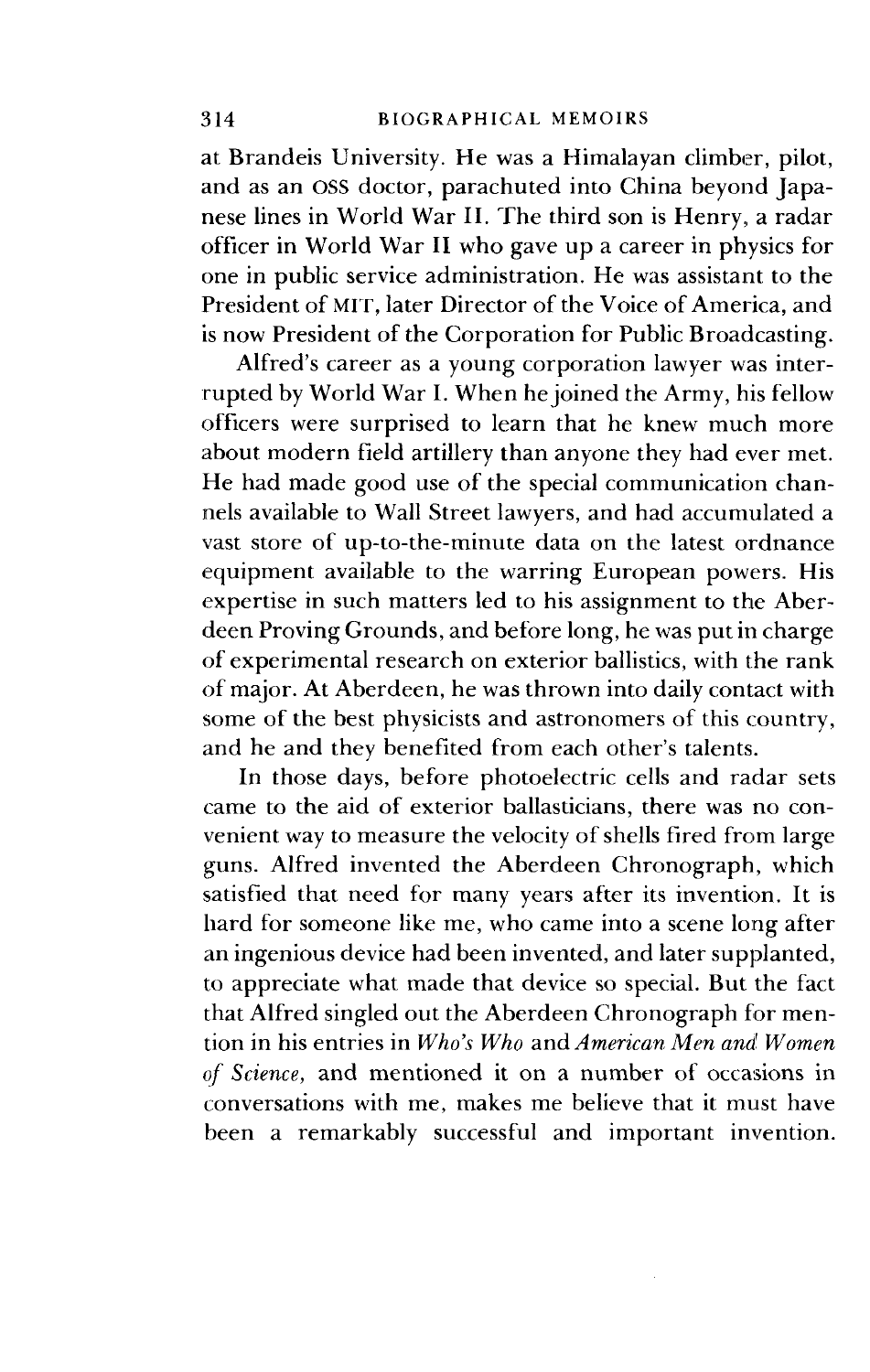at Brandeis University. He was a Himalayan climber, pilot, and as an OSS doctor, parachuted into China beyond Japanese lines in World War II. The third son is Henry, a radar officer in World War II who gave up a career in physics for one in public service administration. He was assistant to the President of MIT, later Director of the Voice of America, and is now President of the Corporation for Public Broadcasting.

Alfred's career as a young corporation lawyer was interrupted by World War I. When he joined the Army, his fellow officers were surprised to learn that he knew much more about modern field artillery than anyone they had ever met. He had made good use of the special communication channels available to Wall Street lawyers, and had accumulated a vast store of up-to-the-minute data on the latest ordnance equipment available to the warring European powers. His expertise in such matters led to his assignment to the Aberdeen Proving Grounds, and before long, he was put in charge of experimental research on exterior ballistics, with the rank of major. At Aberdeen, he was thrown into daily contact with some of the best physicists and astronomers of this country, and he and they benefited from each other's talents.

In those days, before photoelectric cells and radar sets came to the aid of exterior ballasticians, there was no convenient way to measure the velocity of shells fired from large guns. Alfred invented the Aberdeen Chronograph, which satisfied that need for many years after its invention. It is hard for someone like me, who came into a scene long after an ingenious device had been invented, and later supplanted, to appreciate what made that device so special. But the fact that Alfred singled out the Aberdeen Chronograph for mention in his entries in *Who's Who* and *American Men and Women of Science,* and mentioned it on a number of occasions in conversations with me, makes me believe that it must have been a remarkably successful and important invention.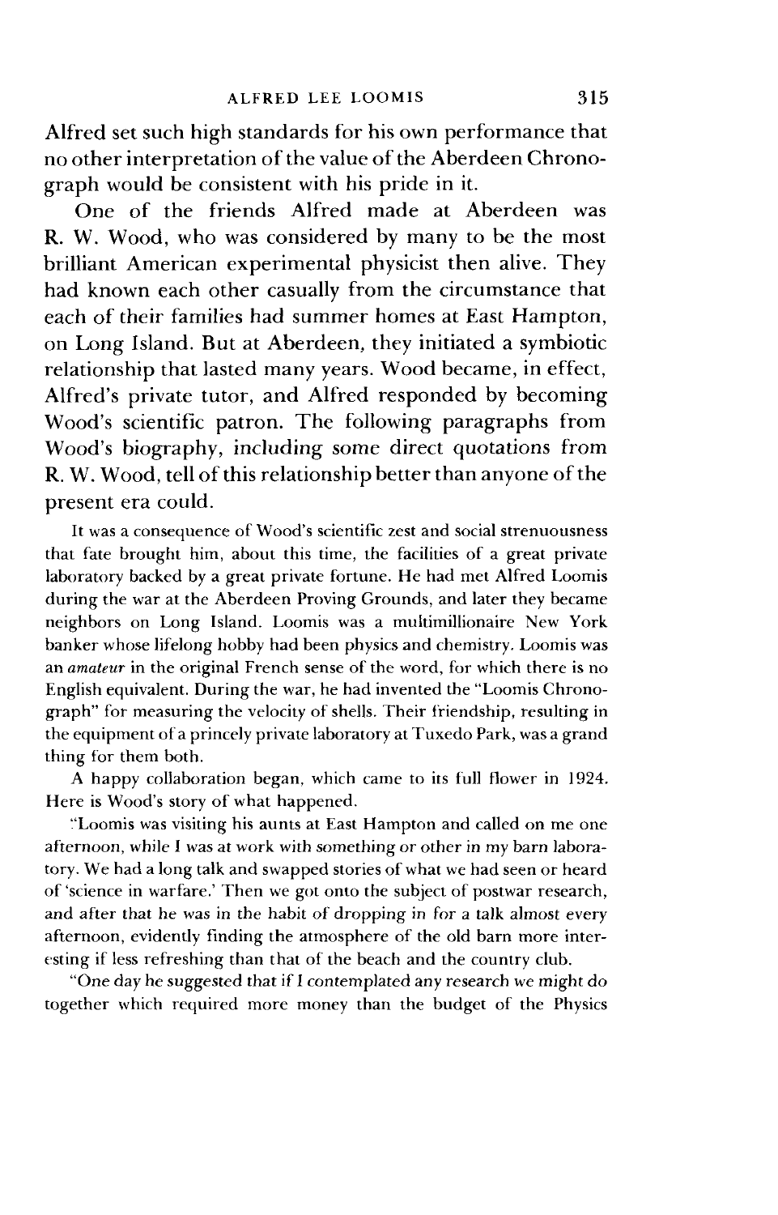Alfred set such high standards for his own performance that no other interpretation of the value of the Aberdeen Chronograph would be consistent with his pride in it.

One of the friends Alfred made at Aberdeen was R. W. Wood, who was considered by many to be the most brilliant American experimental physicist then alive. They had known each other casually from the circumstance that each of their families had summer homes at East Hampton, on Long Island. But at Aberdeen, they initiated a symbiotic relationship that lasted many years. Wood became, in effect, Alfred's private tutor, and Alfred responded by becoming Wood's scientific patron. The following paragraphs from Wood's biography, including some direct quotations from R. W. Wood, tell of this relationship better than anyone of the present era could.

> It was a consequence of Wood's scientific zest and social strenuousness that fate brought him, about this time, the facilities of a great private laboratory backed by a great private fortune. He had met Alfred Loomis during the war at the Aberdeen Proving Grounds, and later they became neighbors on Long Island. Loomis was a multimillionaire New York banker whose lifelong hobby had been physics and chemistry. Loomis was an *amateur* in the original French sense of the word, for which there is no English equivalent. During the war, he had invented the "Loomis Chronograph" for measuring the velocity of shells. Their friendship, resulting in the equipment of a princely private laboratory at Tuxedo Park, was a grand thing for them both.
>
> A happy collaboration began, which came to its full flower in 1924. Here is Wood's story of what happened.
>
> "Loomis was visiting his aunts at East Hampton and called on me one afternoon, while I was at work with something or other in my barn laboratory. We had a long talk and swapped stories of what we had seen or heard of 'science in warfare.' Then we got onto the subject of postwar research, and after that he was in the habit of dropping in for a talk almost every afternoon, evidently finding the atmosphere of the old barn more interesting if less refreshing than that of the beach and the country club.
>
> "One day he suggested that if I contemplated any research we might do together which required more money than the budget of the Physics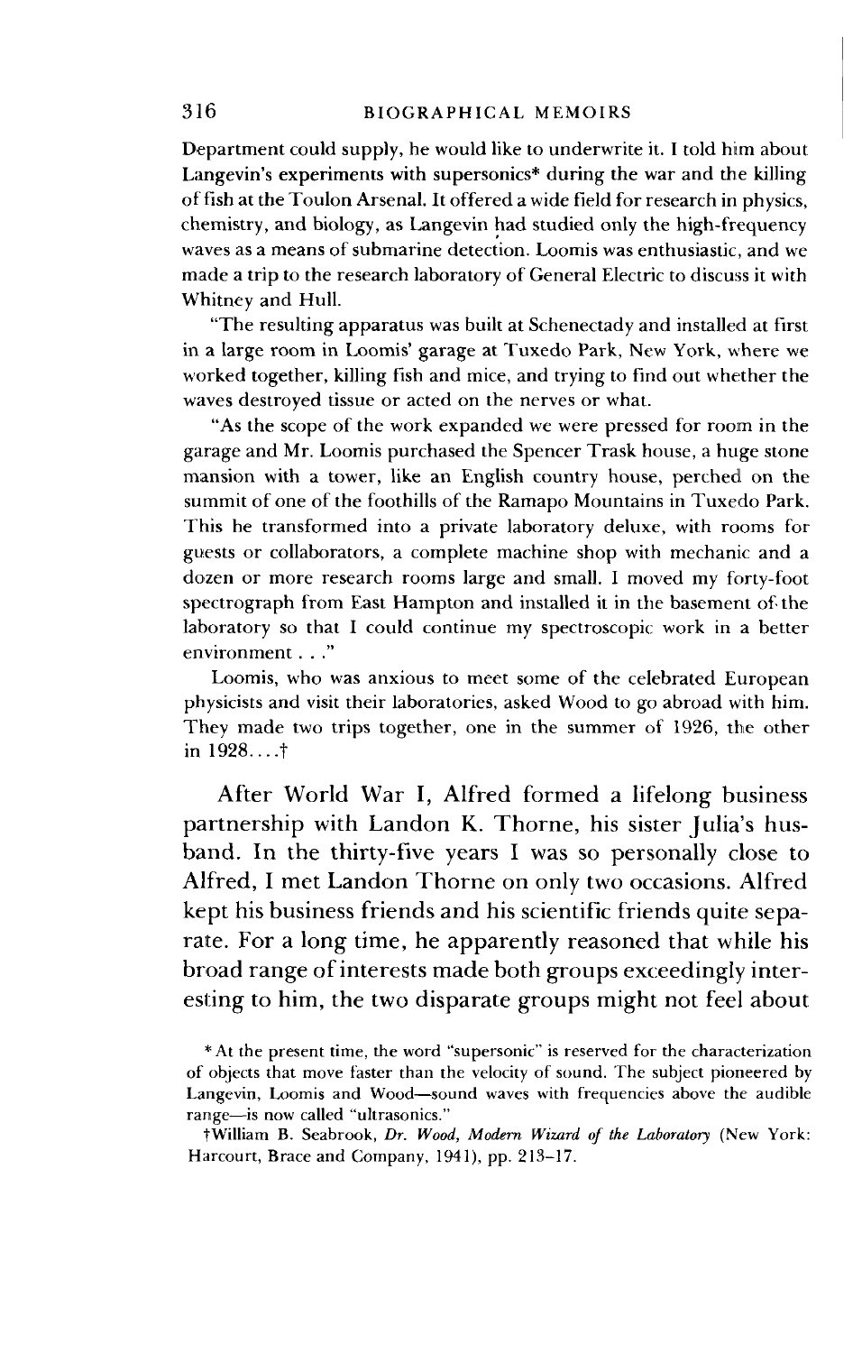Department could supply, he would like to underwrite it. I told him about Langevin's experiments with supersonics* during the war and the killing of fish at the Toulon Arsenal. It offered a wide field for research in physics, chemistry, and biology, as Langevin had studied only the high-frequency waves as a means of submarine detection. Loomis was enthusiastic, and we made a trip to the research laboratory of General Electric to discuss it with Whitney and Hull.

"The resulting apparatus was built at Schenectady and installed at first in a large room in Loomis' garage at Tuxedo Park, New York, where we worked together, killing fish and mice, and trying to find out whether the waves destroyed tissue or acted on the nerves or what.

"As the scope of the work expanded we were pressed for room in the garage and Mr. Loomis purchased the Spencer Trask house, a huge stone mansion with a tower, like an English country house, perched on the summit of one of the foothills of the Ramapo Mountains in Tuxedo Park. This he transformed into a private laboratory deluxe, with rooms for guests or collaborators, a complete machine shop with mechanic and a dozen or more research rooms large and small. I moved my forty-foot spectrograph from East Hampton and installed it in the basement of the laboratory so that I could continue my spectroscopic work in a better environment . . ."

Loomis, who was anxious to meet some of the celebrated European physicists and visit their laboratories, asked Wood to go abroad with him. They made two trips together, one in the summer of 1926, the other in 1928. . . .†

After World War I, Alfred formed a lifelong business partnership with Landon K. Thorne, his sister Julia's husband. In the thirty-five years I was so personally close to Alfred, I met Landon Thorne on only two occasions. Alfred kept his business friends and his scientific friends quite separate. For a long time, he apparently reasoned that while his broad range of interests made both groups exceedingly interesting to him, the two disparate groups might not feel about

*At the present time, the word "supersonic" is reserved for the characterization of objects that move faster than the velocity of sound. The subject pioneered by Langevin, Loomis and Wood—sound waves with frequencies above the audible range—is now called "ultrasonics."

†William B. Seabrook, *Dr. Wood, Modern Wizard of the Laboratory* (New York: Harcourt, Brace and Company, 1941), pp. 213–17.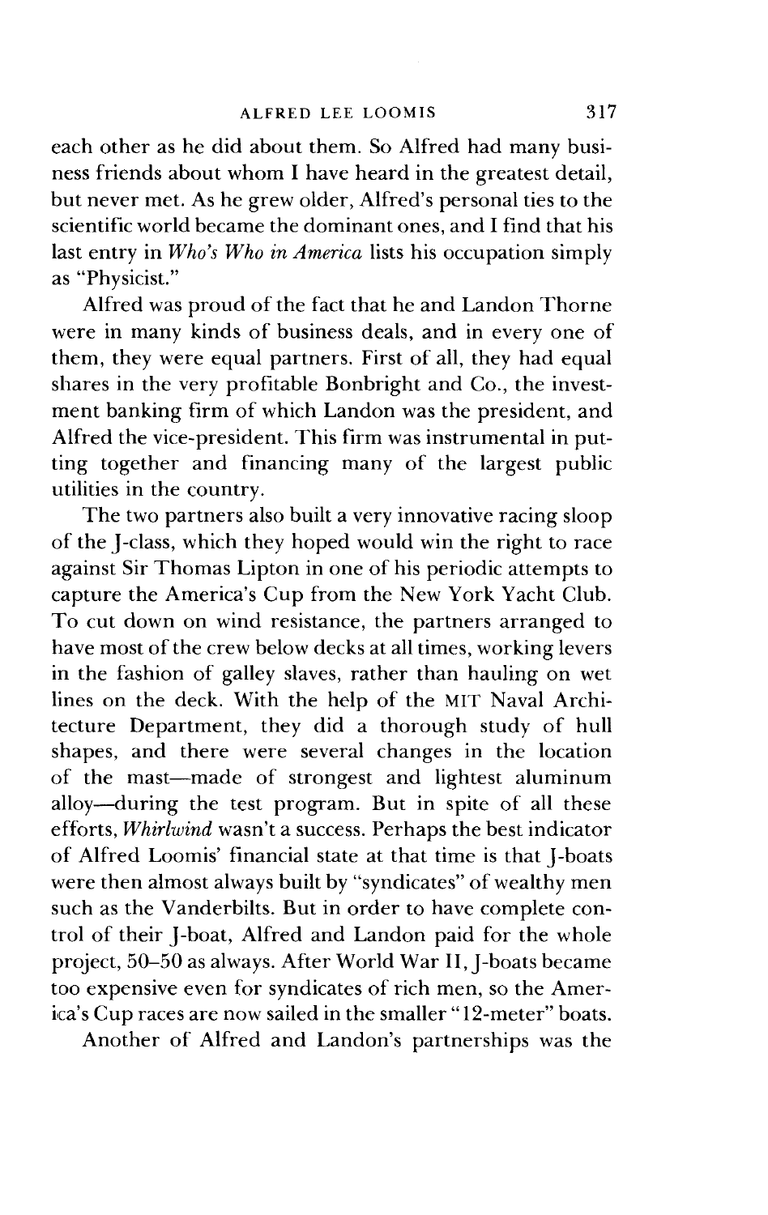each other as he did about them. So Alfred had many business friends about whom I have heard in the greatest detail, but never met. As he grew older, Alfred's personal ties to the scientific world became the dominant ones, and I find that his last entry in *Who's Who in America* lists his occupation simply as "Physicist."

Alfred was proud of the fact that he and Landon Thorne were in many kinds of business deals, and in every one of them, they were equal partners. First of all, they had equal shares in the very profitable Bonbright and Co., the investment banking firm of which Landon was the president, and Alfred the vice-president. This firm was instrumental in putting together and financing many of the largest public utilities in the country.

The two partners also built a very innovative racing sloop of the J-class, which they hoped would win the right to race against Sir Thomas Lipton in one of his periodic attempts to capture the America's Cup from the New York Yacht Club. To cut down on wind resistance, the partners arranged to have most of the crew below decks at all times, working levers in the fashion of galley slaves, rather than hauling on wet lines on the deck. With the help of the MIT Naval Architecture Department, they did a thorough study of hull shapes, and there were several changes in the location of the mast—made of strongest and lightest aluminum alloy—during the test program. But in spite of all these efforts, *Whirlwind* wasn't a success. Perhaps the best indicator of Alfred Loomis' financial state at that time is that J-boats were then almost always built by "syndicates" of wealthy men such as the Vanderbilts. But in order to have complete control of their J-boat, Alfred and Landon paid for the whole project, 50–50 as always. After World War II, J-boats became too expensive even for syndicates of rich men, so the America's Cup races are now sailed in the smaller "12-meter" boats.

Another of Alfred and Landon's partnerships was the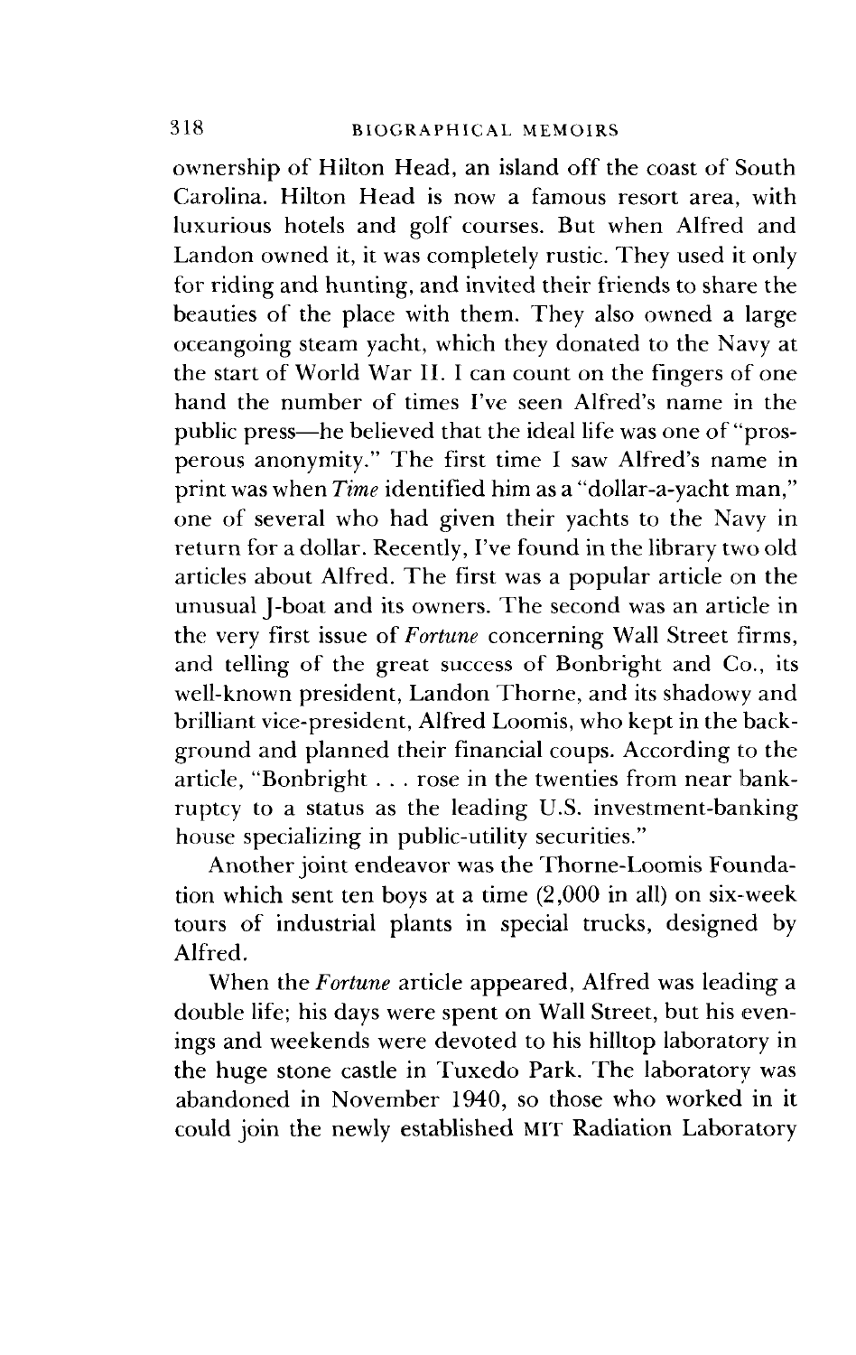ownership of Hilton Head, an island off the coast of South Carolina. Hilton Head is now a famous resort area, with luxurious hotels and golf courses. But when Alfred and Landon owned it, it was completely rustic. They used it only for riding and hunting, and invited their friends to share the beauties of the place with them. They also owned a large oceangoing steam yacht, which they donated to the Navy at the start of World War II. I can count on the fingers of one hand the number of times I've seen Alfred's name in the public press—he believed that the ideal life was one of "prosperous anonymity." The first time I saw Alfred's name in print was when *Time* identified him as a "dollar-a-yacht man," one of several who had given their yachts to the Navy in return for a dollar. Recently, I've found in the library two old articles about Alfred. The first was a popular article on the unusual J-boat and its owners. The second was an article in the very first issue of *Fortune* concerning Wall Street firms, and telling of the great success of Bonbright and Co., its well-known president, Landon Thorne, and its shadowy and brilliant vice-president, Alfred Loomis, who kept in the background and planned their financial coups. According to the article, "Bonbright . . . rose in the twenties from near bankruptcy to a status as the leading U.S. investment-banking house specializing in public-utility securities."

Another joint endeavor was the Thorne-Loomis Foundation which sent ten boys at a time (2,000 in all) on six-week tours of industrial plants in special trucks, designed by Alfred.

When the *Fortune* article appeared, Alfred was leading a double life; his days were spent on Wall Street, but his evenings and weekends were devoted to his hilltop laboratory in the huge stone castle in Tuxedo Park. The laboratory was abandoned in November 1940, so those who worked in it could join the newly established MIT Radiation Laboratory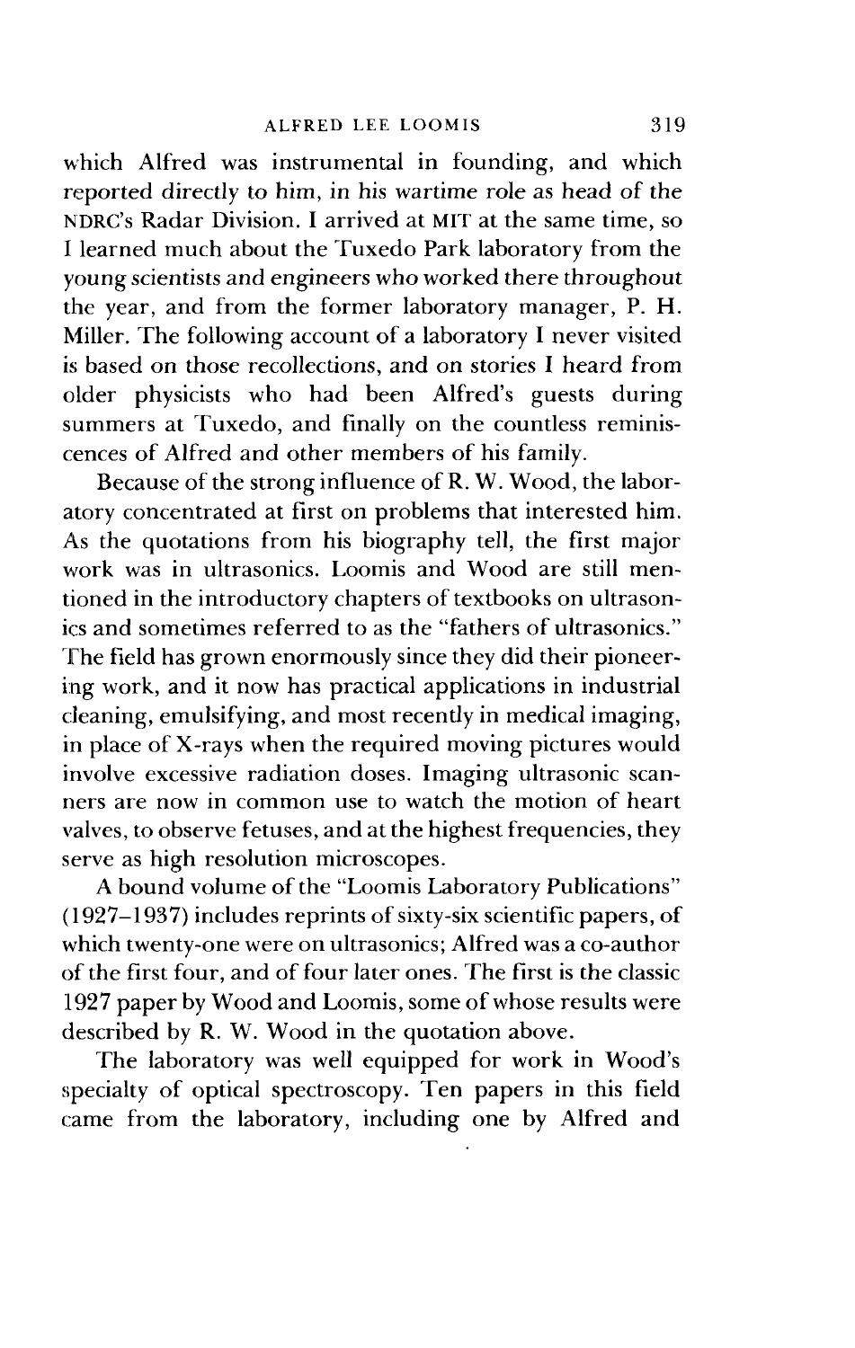which Alfred was instrumental in founding, and which reported directly to him, in his wartime role as head of the NDRC's Radar Division. I arrived at MIT at the same time, so I learned much about the Tuxedo Park laboratory from the young scientists and engineers who worked there throughout the year, and from the former laboratory manager, P. H. Miller. The following account of a laboratory I never visited is based on those recollections, and on stories I heard from older physicists who had been Alfred's guests during summers at Tuxedo, and finally on the countless reminiscences of Alfred and other members of his family.

Because of the strong influence of R. W. Wood, the laboratory concentrated at first on problems that interested him. As the quotations from his biography tell, the first major work was in ultrasonics. Loomis and Wood are still mentioned in the introductory chapters of textbooks on ultrasonics and sometimes referred to as the "fathers of ultrasonics." The field has grown enormously since they did their pioneering work, and it now has practical applications in industrial cleaning, emulsifying, and most recently in medical imaging, in place of X-rays when the required moving pictures would involve excessive radiation doses. Imaging ultrasonic scanners are now in common use to watch the motion of heart valves, to observe fetuses, and at the highest frequencies, they serve as high resolution microscopes.

A bound volume of the "Loomis Laboratory Publications" (1927–1937) includes reprints of sixty-six scientific papers, of which twenty-one were on ultrasonics; Alfred was a co-author of the first four, and of four later ones. The first is the classic 1927 paper by Wood and Loomis, some of whose results were described by R. W. Wood in the quotation above.

The laboratory was well equipped for work in Wood's specialty of optical spectroscopy. Ten papers in this field came from the laboratory, including one by Alfred and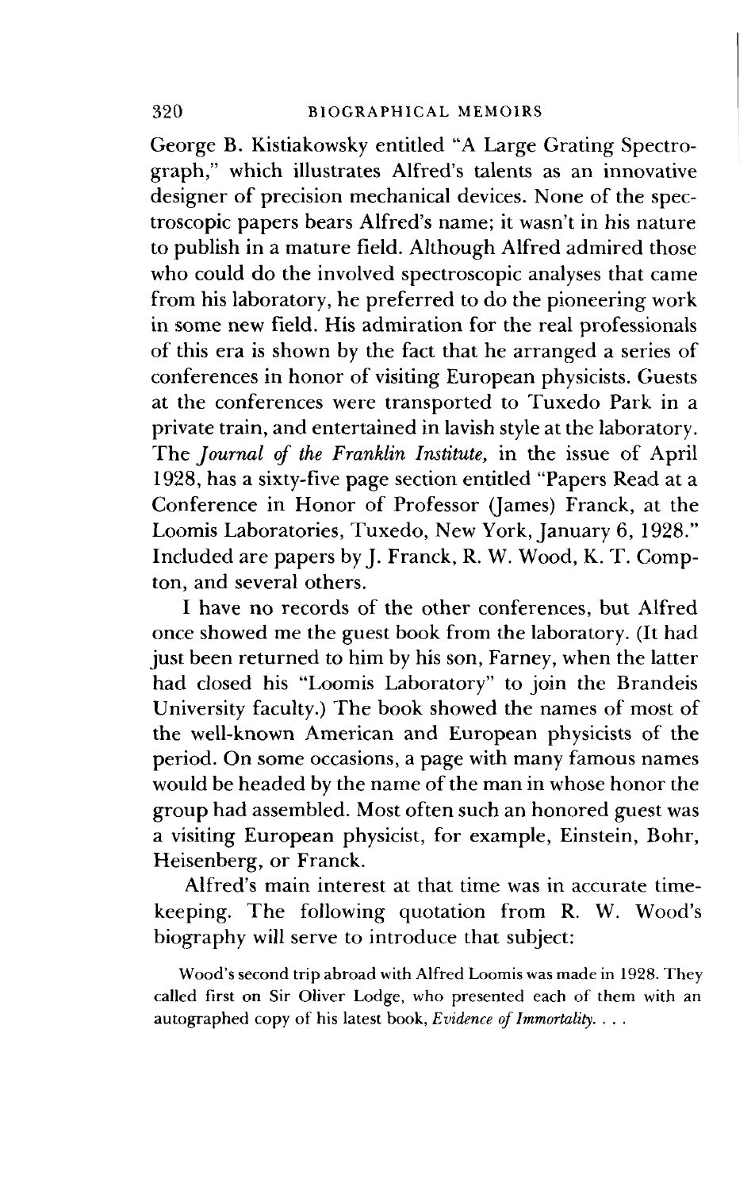George B. Kistiakowsky entitled "A Large Grating Spectrograph," which illustrates Alfred's talents as an innovative designer of precision mechanical devices. None of the spectroscopic papers bears Alfred's name; it wasn't in his nature to publish in a mature field. Although Alfred admired those who could do the involved spectroscopic analyses that came from his laboratory, he preferred to do the pioneering work in some new field. His admiration for the real professionals of this era is shown by the fact that he arranged a series of conferences in honor of visiting European physicists. Guests at the conferences were transported to Tuxedo Park in a private train, and entertained in lavish style at the laboratory. The *Journal of the Franklin Institute,* in the issue of April 1928, has a sixty-five page section entitled "Papers Read at a Conference in Honor of Professor (James) Franck, at the Loomis Laboratories, Tuxedo, New York, January 6, 1928." Included are papers by J. Franck, R. W. Wood, K. T. Compton, and several others.

I have no records of the other conferences, but Alfred once showed me the guest book from the laboratory. (It had just been returned to him by his son, Farney, when the latter had closed his "Loomis Laboratory" to join the Brandeis University faculty.) The book showed the names of most of the well-known American and European physicists of the period. On some occasions, a page with many famous names would be headed by the name of the man in whose honor the group had assembled. Most often such an honored guest was a visiting European physicist, for example, Einstein, Bohr, Heisenberg, or Franck.

Alfred's main interest at that time was in accurate timekeeping. The following quotation from R. W. Wood's biography will serve to introduce that subject:

> Wood's second trip abroad with Alfred Loomis was made in 1928. They called first on Sir Oliver Lodge, who presented each of them with an autographed copy of his latest book, *Evidence of Immortality.* . . .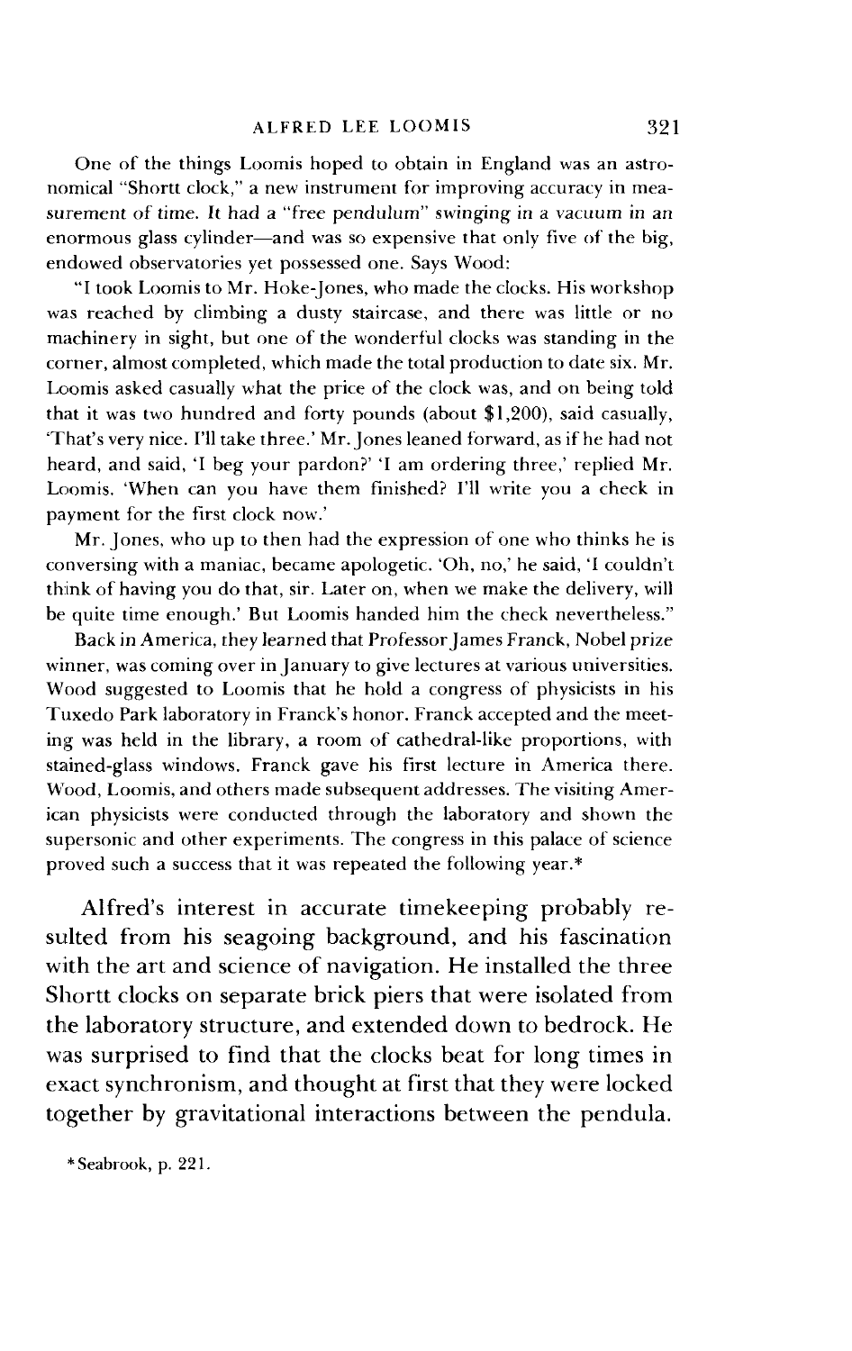One of the things Loomis hoped to obtain in England was an astronomical "Shortt clock," a new instrument for improving accuracy in measurement of time. It had a "free pendulum" swinging in a vacuum in an enormous glass cylinder—and was so expensive that only five of the big, endowed observatories yet possessed one. Says Wood:

"I took Loomis to Mr. Hoke-Jones, who made the clocks. His workshop was reached by climbing a dusty staircase, and there was little or no machinery in sight, but one of the wonderful clocks was standing in the corner, almost completed, which made the total production to date six. Mr. Loomis asked casually what the price of the clock was, and on being told that it was two hundred and forty pounds (about $1,200), said casually, 'That's very nice. I'll take three.' Mr. Jones leaned forward, as if he had not heard, and said, 'I beg your pardon?' 'I am ordering three,' replied Mr. Loomis. 'When can you have them finished? I'll write you a check in payment for the first clock now.'

Mr. Jones, who up to then had the expression of one who thinks he is conversing with a maniac, became apologetic. 'Oh, no,' he said, 'I couldn't think of having you do that, sir. Later on, when we make the delivery, will be quite time enough.' But Loomis handed him the check nevertheless."

Back in America, they learned that Professor James Franck, Nobel prize winner, was coming over in January to give lectures at various universities. Wood suggested to Loomis that he hold a congress of physicists in his Tuxedo Park laboratory in Franck's honor. Franck accepted and the meeting was held in the library, a room of cathedral-like proportions, with stained-glass windows. Franck gave his first lecture in America there. Wood, Loomis, and others made subsequent addresses. The visiting American physicists were conducted through the laboratory and shown the supersonic and other experiments. The congress in this palace of science proved such a success that it was repeated the following year.*

Alfred's interest in accurate timekeeping probably resulted from his seagoing background, and his fascination with the art and science of navigation. He installed the three Shortt clocks on separate brick piers that were isolated from the laboratory structure, and extended down to bedrock. He was surprised to find that the clocks beat for long times in exact synchronism, and thought at first that they were locked together by gravitational interactions between the pendula.

*Seabrook, p. 221.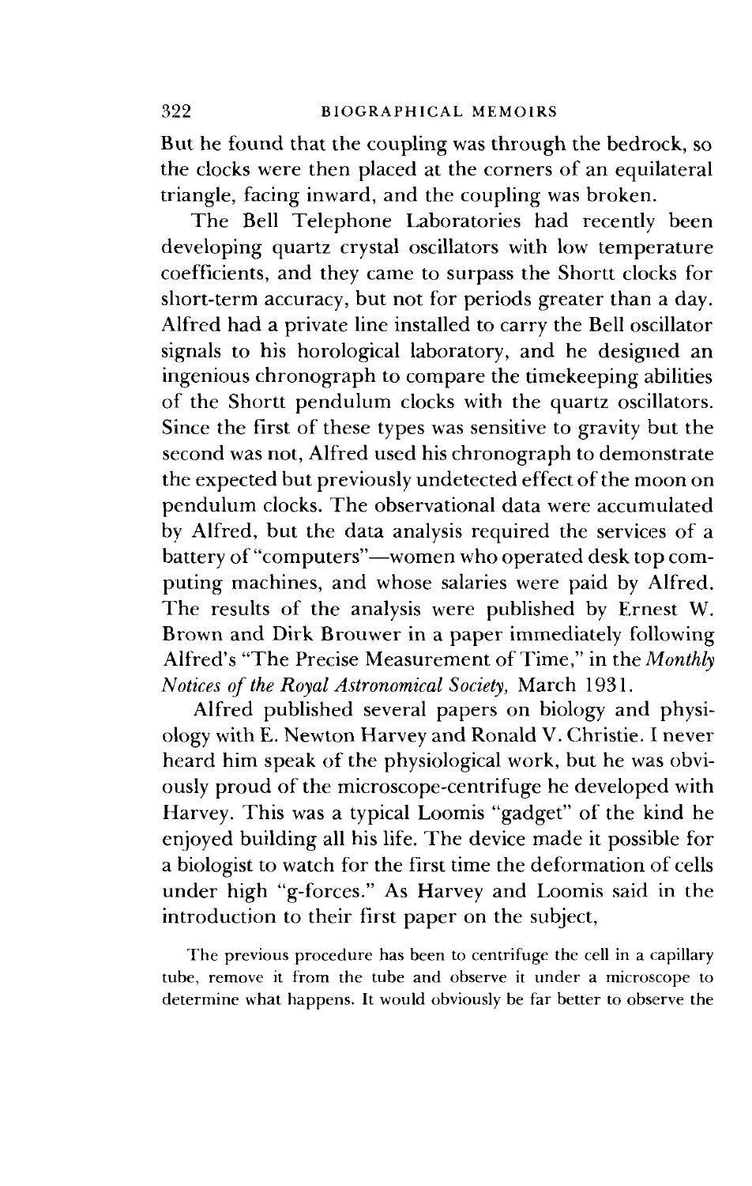But he found that the coupling was through the bedrock, so the clocks were then placed at the corners of an equilateral triangle, facing inward, and the coupling was broken.

The Bell Telephone Laboratories had recently been developing quartz crystal oscillators with low temperature coefficients, and they came to surpass the Shortt clocks for short-term accuracy, but not for periods greater than a day. Alfred had a private line installed to carry the Bell oscillator signals to his horological laboratory, and he designed an ingenious chronograph to compare the timekeeping abilities of the Shortt pendulum clocks with the quartz oscillators. Since the first of these types was sensitive to gravity but the second was not, Alfred used his chronograph to demonstrate the expected but previously undetected effect of the moon on pendulum clocks. The observational data were accumulated by Alfred, but the data analysis required the services of a battery of "computers"—women who operated desk top computing machines, and whose salaries were paid by Alfred. The results of the analysis were published by Ernest W. Brown and Dirk Brouwer in a paper immediately following Alfred's "The Precise Measurement of Time," in the *Monthly Notices of the Royal Astronomical Society,* March 1931.

Alfred published several papers on biology and physiology with E. Newton Harvey and Ronald V. Christie. I never heard him speak of the physiological work, but he was obviously proud of the microscope-centrifuge he developed with Harvey. This was a typical Loomis "gadget" of the kind he enjoyed building all his life. The device made it possible for a biologist to watch for the first time the deformation of cells under high "g-forces." As Harvey and Loomis said in the introduction to their first paper on the subject,

> The previous procedure has been to centrifuge the cell in a capillary tube, remove it from the tube and observe it under a microscope to determine what happens. It would obviously be far better to observe the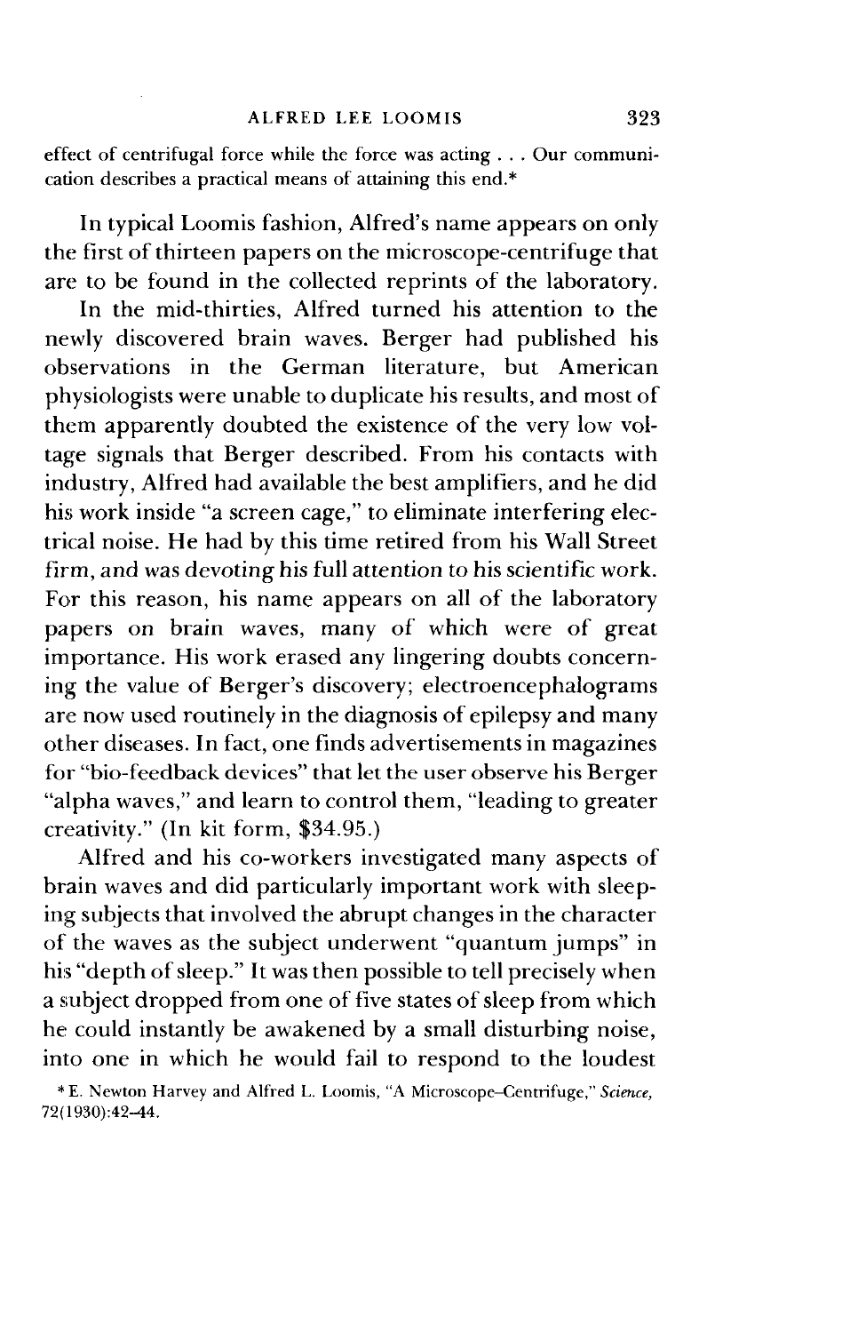effect of centrifugal force while the force was acting . . . Our communication describes a practical means of attaining this end.*

In typical Loomis fashion, Alfred's name appears on only the first of thirteen papers on the microscope-centrifuge that are to be found in the collected reprints of the laboratory.

In the mid-thirties, Alfred turned his attention to the newly discovered brain waves. Berger had published his observations in the German literature, but American physiologists were unable to duplicate his results, and most of them apparently doubted the existence of the very low voltage signals that Berger described. From his contacts with industry, Alfred had available the best amplifiers, and he did his work inside "a screen cage," to eliminate interfering electrical noise. He had by this time retired from his Wall Street firm, and was devoting his full attention to his scientific work. For this reason, his name appears on all of the laboratory papers on brain waves, many of which were of great importance. His work erased any lingering doubts concerning the value of Berger's discovery; electroencephalograms are now used routinely in the diagnosis of epilepsy and many other diseases. In fact, one finds advertisements in magazines for "bio-feedback devices" that let the user observe his Berger "alpha waves," and learn to control them, "leading to greater creativity." (In kit form, $34.95.)

Alfred and his co-workers investigated many aspects of brain waves and did particularly important work with sleeping subjects that involved the abrupt changes in the character of the waves as the subject underwent "quantum jumps" in his "depth of sleep." It was then possible to tell precisely when a subject dropped from one of five states of sleep from which he could instantly be awakened by a small disturbing noise, into one in which he would fail to respond to the loudest

\* E. Newton Harvey and Alfred L. Loomis, "A Microscope–Centrifuge," *Science*, 72(1930):42–44.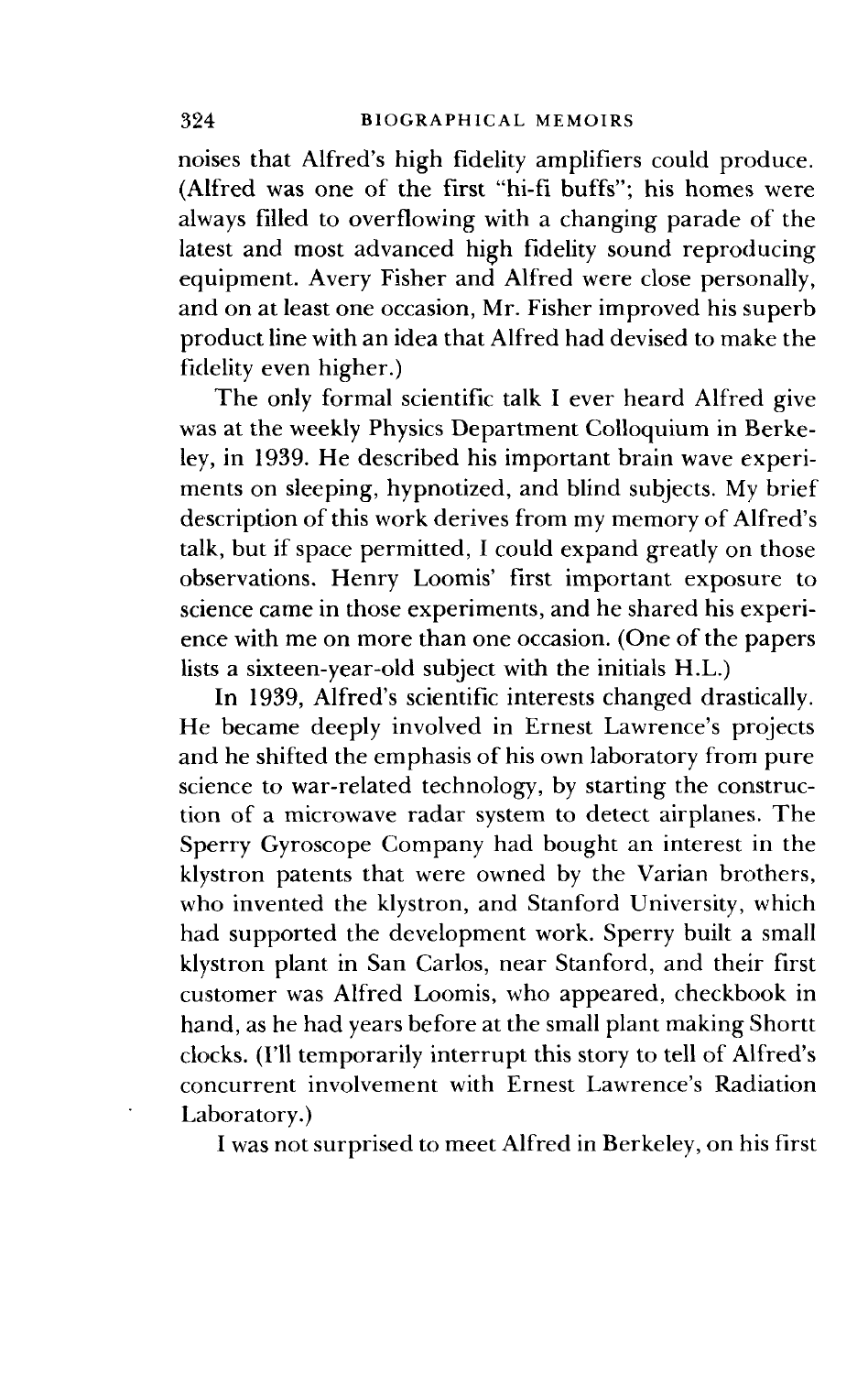noises that Alfred's high fidelity amplifiers could produce. (Alfred was one of the first "hi-fi buffs"; his homes were always filled to overflowing with a changing parade of the latest and most advanced high fidelity sound reproducing equipment. Avery Fisher and Alfred were close personally, and on at least one occasion, Mr. Fisher improved his superb product line with an idea that Alfred had devised to make the fidelity even higher.)

The only formal scientific talk I ever heard Alfred give was at the weekly Physics Department Colloquium in Berkeley, in 1939. He described his important brain wave experiments on sleeping, hypnotized, and blind subjects. My brief description of this work derives from my memory of Alfred's talk, but if space permitted, I could expand greatly on those observations. Henry Loomis' first important exposure to science came in those experiments, and he shared his experience with me on more than one occasion. (One of the papers lists a sixteen-year-old subject with the initials H.L.)

In 1939, Alfred's scientific interests changed drastically. He became deeply involved in Ernest Lawrence's projects and he shifted the emphasis of his own laboratory from pure science to war-related technology, by starting the construction of a microwave radar system to detect airplanes. The Sperry Gyroscope Company had bought an interest in the klystron patents that were owned by the Varian brothers, who invented the klystron, and Stanford University, which had supported the development work. Sperry built a small klystron plant in San Carlos, near Stanford, and their first customer was Alfred Loomis, who appeared, checkbook in hand, as he had years before at the small plant making Shortt clocks. (I'll temporarily interrupt this story to tell of Alfred's concurrent involvement with Ernest Lawrence's Radiation Laboratory.)

I was not surprised to meet Alfred in Berkeley, on his first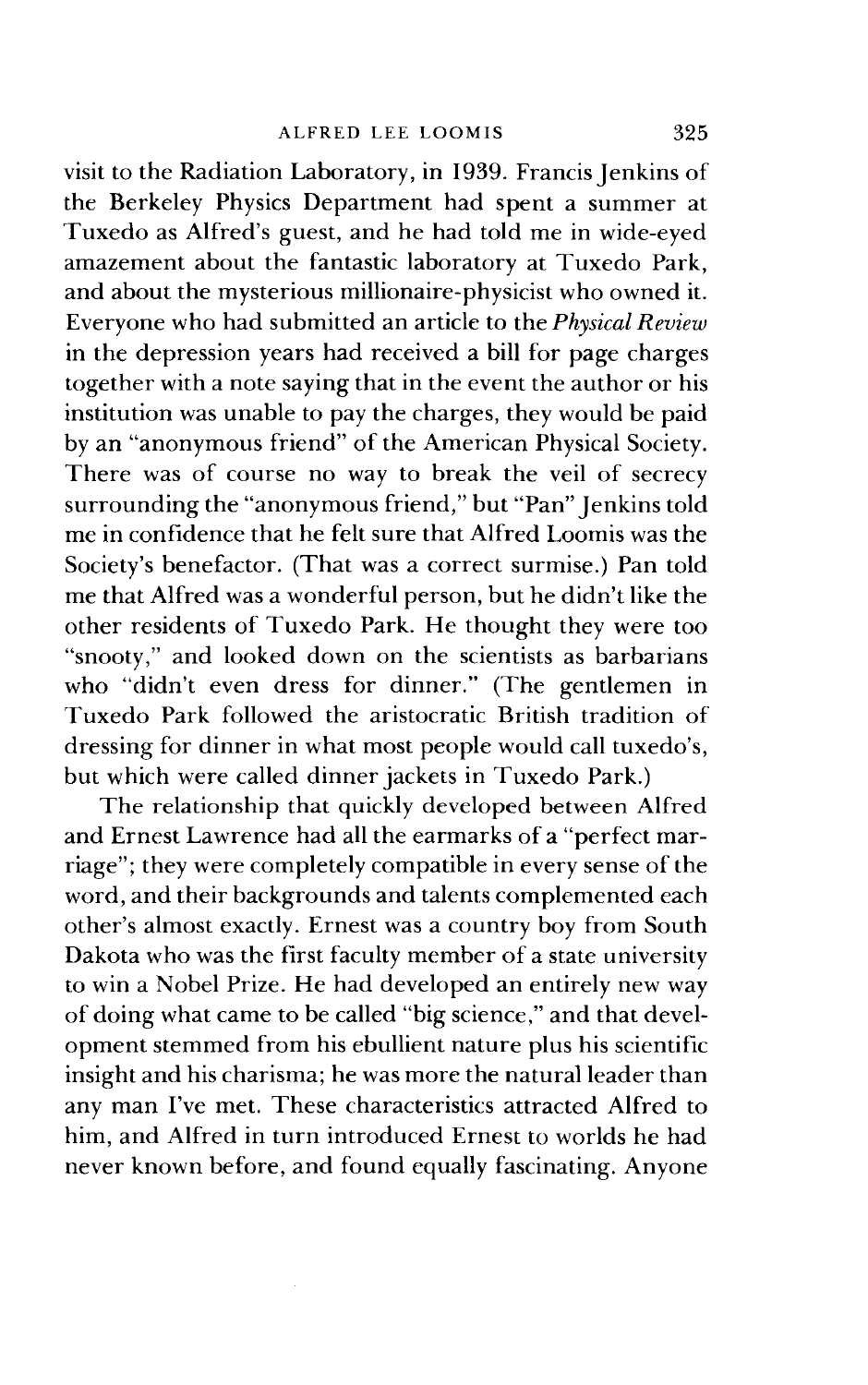visit to the Radiation Laboratory, in 1939. Francis Jenkins of the Berkeley Physics Department had spent a summer at Tuxedo as Alfred's guest, and he had told me in wide-eyed amazement about the fantastic laboratory at Tuxedo Park, and about the mysterious millionaire-physicist who owned it. Everyone who had submitted an article to the *Physical Review* in the depression years had received a bill for page charges together with a note saying that in the event the author or his institution was unable to pay the charges, they would be paid by an "anonymous friend" of the American Physical Society. There was of course no way to break the veil of secrecy surrounding the "anonymous friend," but "Pan" Jenkins told me in confidence that he felt sure that Alfred Loomis was the Society's benefactor. (That was a correct surmise.) Pan told me that Alfred was a wonderful person, but he didn't like the other residents of Tuxedo Park. He thought they were too "snooty," and looked down on the scientists as barbarians who "didn't even dress for dinner." (The gentlemen in Tuxedo Park followed the aristocratic British tradition of dressing for dinner in what most people would call tuxedo's, but which were called dinner jackets in Tuxedo Park.)

The relationship that quickly developed between Alfred and Ernest Lawrence had all the earmarks of a "perfect marriage"; they were completely compatible in every sense of the word, and their backgrounds and talents complemented each other's almost exactly. Ernest was a country boy from South Dakota who was the first faculty member of a state university to win a Nobel Prize. He had developed an entirely new way of doing what came to be called "big science," and that development stemmed from his ebullient nature plus his scientific insight and his charisma; he was more the natural leader than any man I've met. These characteristics attracted Alfred to him, and Alfred in turn introduced Ernest to worlds he had never known before, and found equally fascinating. Anyone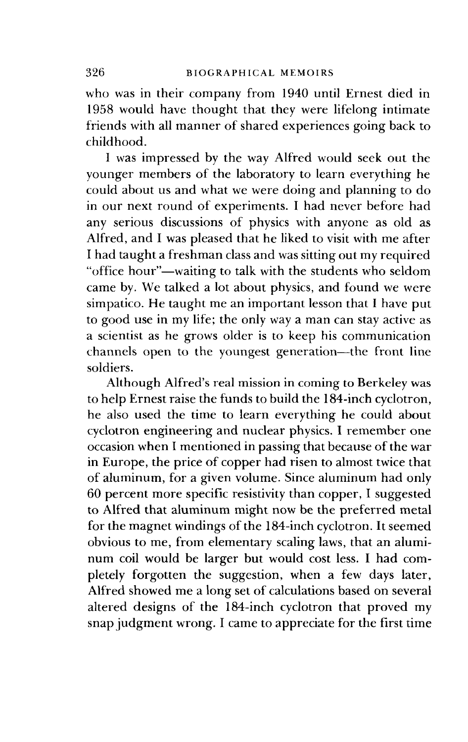who was in their company from 1940 until Ernest died in 1958 would have thought that they were lifelong intimate friends with all manner of shared experiences going back to childhood.

I was impressed by the way Alfred would seek out the younger members of the laboratory to learn everything he could about us and what we were doing and planning to do in our next round of experiments. I had never before had any serious discussions of physics with anyone as old as Alfred, and I was pleased that he liked to visit with me after I had taught a freshman class and was sitting out my required "office hour"—waiting to talk with the students who seldom came by. We talked a lot about physics, and found we were simpatico. He taught me an important lesson that I have put to good use in my life; the only way a man can stay active as a scientist as he grows older is to keep his communication channels open to the youngest generation—the front line soldiers.

Although Alfred's real mission in coming to Berkeley was to help Ernest raise the funds to build the 184-inch cyclotron, he also used the time to learn everything he could about cyclotron engineering and nuclear physics. I remember one occasion when I mentioned in passing that because of the war in Europe, the price of copper had risen to almost twice that of aluminum, for a given volume. Since aluminum had only 60 percent more specific resistivity than copper, I suggested to Alfred that aluminum might now be the preferred metal for the magnet windings of the 184-inch cyclotron. It seemed obvious to me, from elementary scaling laws, that an aluminum coil would be larger but would cost less. I had completely forgotten the suggestion, when a few days later, Alfred showed me a long set of calculations based on several altered designs of the 184-inch cyclotron that proved my snap judgment wrong. I came to appreciate for the first time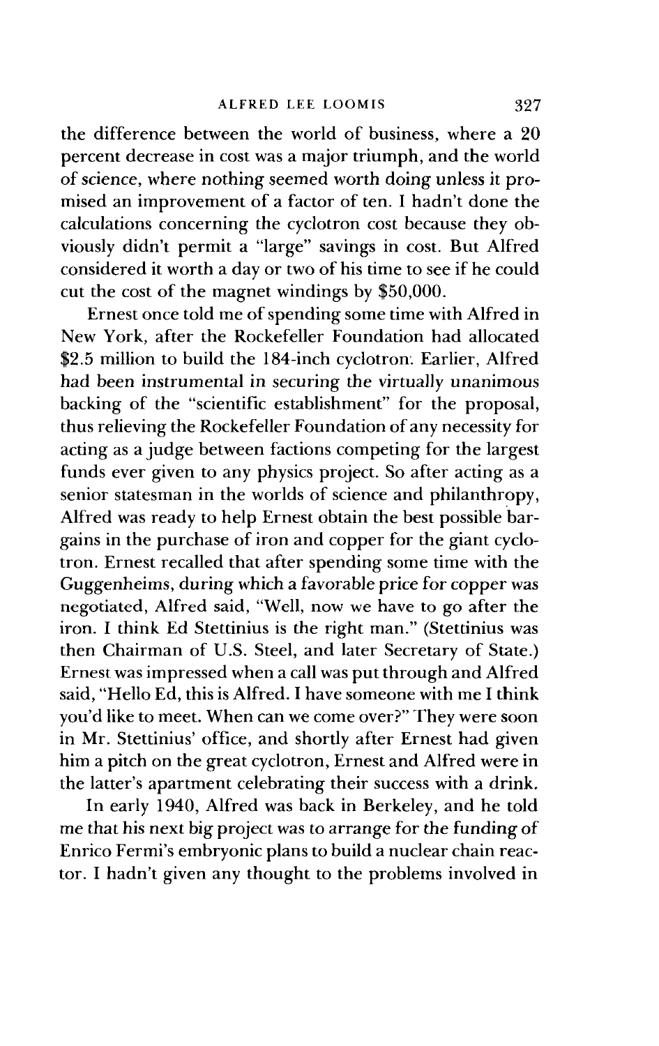the difference between the world of business, where a 20 percent decrease in cost was a major triumph, and the world of science, where nothing seemed worth doing unless it promised an improvement of a factor of ten. I hadn't done the calculations concerning the cyclotron cost because they obviously didn't permit a "large" savings in cost. But Alfred considered it worth a day or two of his time to see if he could cut the cost of the magnet windings by $50,000.

Ernest once told me of spending some time with Alfred in New York, after the Rockefeller Foundation had allocated $2.5 million to build the 184-inch cyclotron. Earlier, Alfred had been instrumental in securing the virtually unanimous backing of the "scientific establishment" for the proposal, thus relieving the Rockefeller Foundation of any necessity for acting as a judge between factions competing for the largest funds ever given to any physics project. So after acting as a senior statesman in the worlds of science and philanthropy, Alfred was ready to help Ernest obtain the best possible bargains in the purchase of iron and copper for the giant cyclotron. Ernest recalled that after spending some time with the Guggenheims, during which a favorable price for copper was negotiated, Alfred said, "Well, now we have to go after the iron. I think Ed Stettinius is the right man." (Stettinius was then Chairman of U.S. Steel, and later Secretary of State.) Ernest was impressed when a call was put through and Alfred said, "Hello Ed, this is Alfred. I have someone with me I think you'd like to meet. When can we come over?" They were soon in Mr. Stettinius' office, and shortly after Ernest had given him a pitch on the great cyclotron, Ernest and Alfred were in the latter's apartment celebrating their success with a drink.

In early 1940, Alfred was back in Berkeley, and he told me that his next big project was to arrange for the funding of Enrico Fermi's embryonic plans to build a nuclear chain reactor. I hadn't given any thought to the problems involved in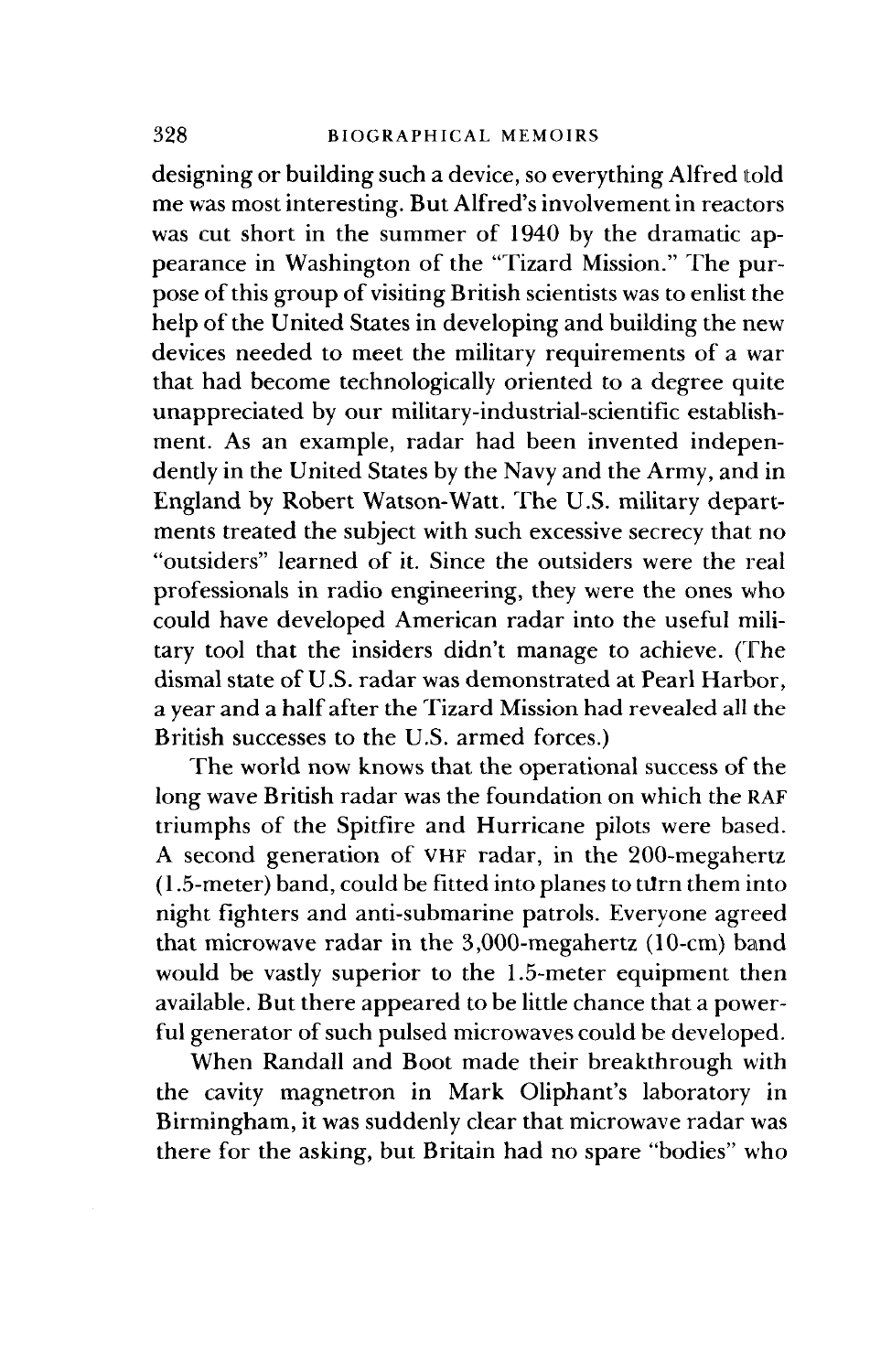designing or building such a device, so everything Alfred told me was most interesting. But Alfred's involvement in reactors was cut short in the summer of 1940 by the dramatic appearance in Washington of the "Tizard Mission." The purpose of this group of visiting British scientists was to enlist the help of the United States in developing and building the new devices needed to meet the military requirements of a war that had become technologically oriented to a degree quite unappreciated by our military-industrial-scientific establishment. As an example, radar had been invented independently in the United States by the Navy and the Army, and in England by Robert Watson-Watt. The U.S. military departments treated the subject with such excessive secrecy that no "outsiders" learned of it. Since the outsiders were the real professionals in radio engineering, they were the ones who could have developed American radar into the useful military tool that the insiders didn't manage to achieve. (The dismal state of U.S. radar was demonstrated at Pearl Harbor, a year and a half after the Tizard Mission had revealed all the British successes to the U.S. armed forces.)

The world now knows that the operational success of the long wave British radar was the foundation on which the RAF triumphs of the Spitfire and Hurricane pilots were based. A second generation of VHF radar, in the 200-megahertz (1.5-meter) band, could be fitted into planes to turn them into night fighters and anti-submarine patrols. Everyone agreed that microwave radar in the 3,000-megahertz (10-cm) band would be vastly superior to the 1.5-meter equipment then available. But there appeared to be little chance that a powerful generator of such pulsed microwaves could be developed.

When Randall and Boot made their breakthrough with the cavity magnetron in Mark Oliphant's laboratory in Birmingham, it was suddenly clear that microwave radar was there for the asking, but Britain had no spare "bodies" who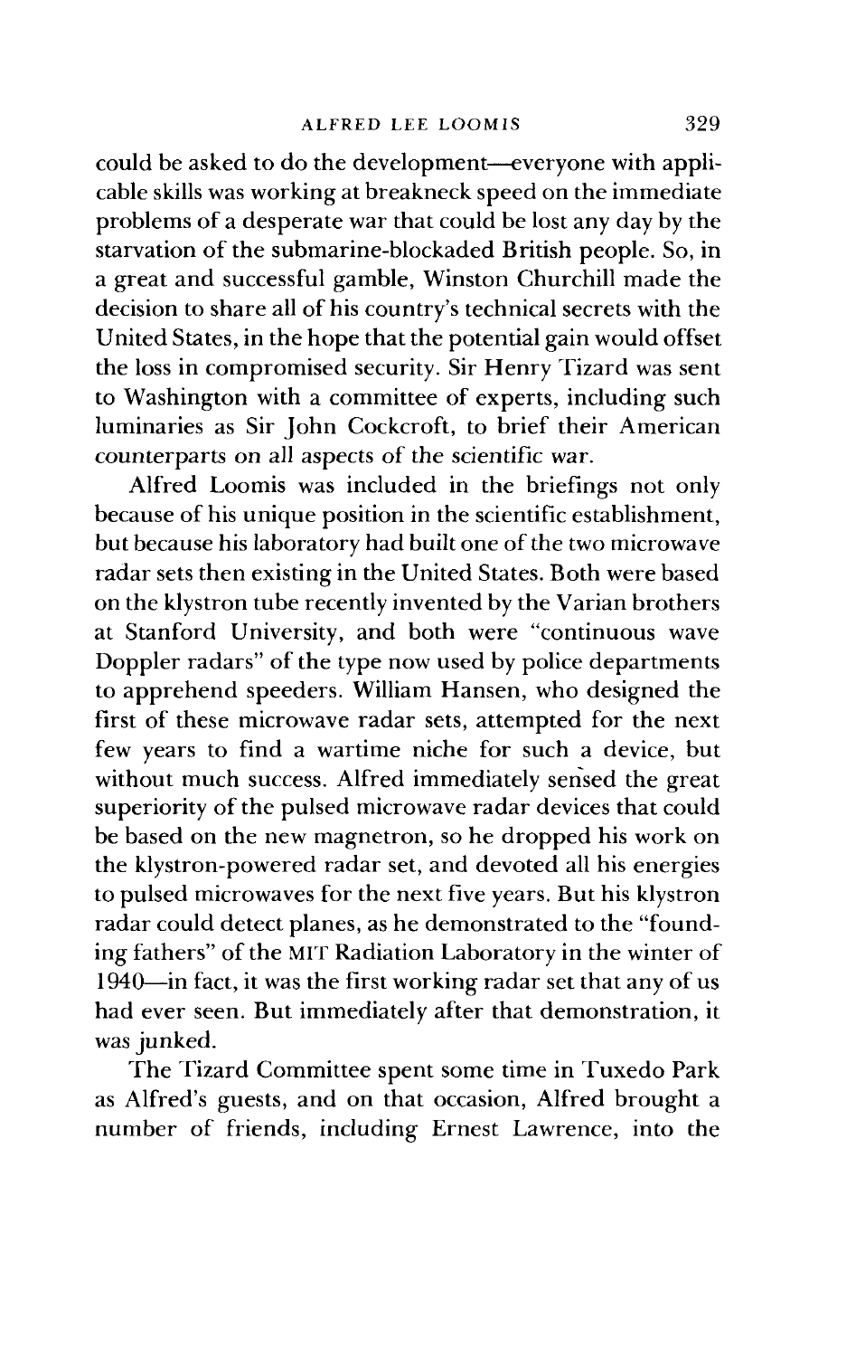could be asked to do the development—everyone with applicable skills was working at breakneck speed on the immediate problems of a desperate war that could be lost any day by the starvation of the submarine-blockaded British people. So, in a great and successful gamble, Winston Churchill made the decision to share all of his country's technical secrets with the United States, in the hope that the potential gain would offset the loss in compromised security. Sir Henry Tizard was sent to Washington with a committee of experts, including such luminaries as Sir John Cockcroft, to brief their American counterparts on all aspects of the scientific war.

Alfred Loomis was included in the briefings not only because of his unique position in the scientific establishment, but because his laboratory had built one of the two microwave radar sets then existing in the United States. Both were based on the klystron tube recently invented by the Varian brothers at Stanford University, and both were "continuous wave Doppler radars" of the type now used by police departments to apprehend speeders. William Hansen, who designed the first of these microwave radar sets, attempted for the next few years to find a wartime niche for such a device, but without much success. Alfred immediately sensed the great superiority of the pulsed microwave radar devices that could be based on the new magnetron, so he dropped his work on the klystron-powered radar set, and devoted all his energies to pulsed microwaves for the next five years. But his klystron radar could detect planes, as he demonstrated to the "founding fathers" of the MIT Radiation Laboratory in the winter of 1940—in fact, it was the first working radar set that any of us had ever seen. But immediately after that demonstration, it was junked.

The Tizard Committee spent some time in Tuxedo Park as Alfred's guests, and on that occasion, Alfred brought a number of friends, including Ernest Lawrence, into the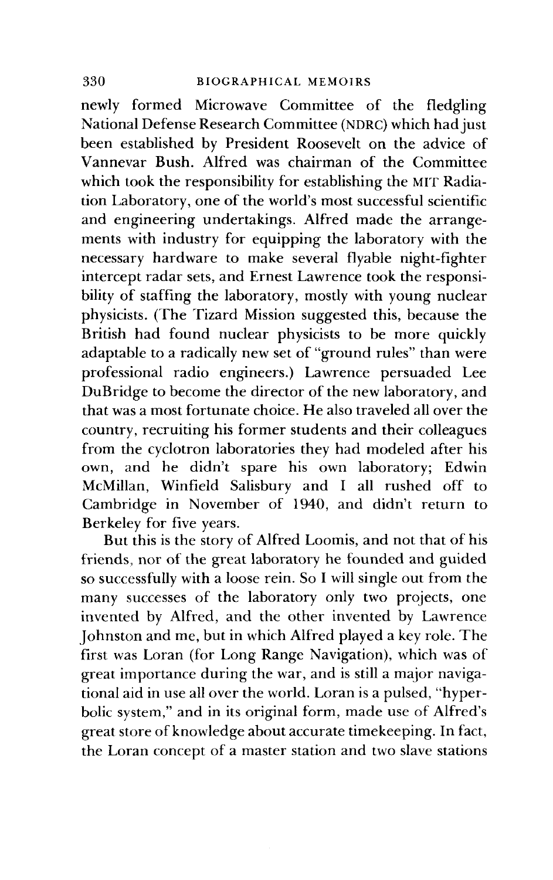newly formed Microwave Committee of the fledgling National Defense Research Committee (NDRC) which had just been established by President Roosevelt on the advice of Vannevar Bush. Alfred was chairman of the Committee which took the responsibility for establishing the MIT Radiation Laboratory, one of the world's most successful scientific and engineering undertakings. Alfred made the arrangements with industry for equipping the laboratory with the necessary hardware to make several flyable night-fighter intercept radar sets, and Ernest Lawrence took the responsibility of staffing the laboratory, mostly with young nuclear physicists. (The Tizard Mission suggested this, because the British had found nuclear physicists to be more quickly adaptable to a radically new set of "ground rules" than were professional radio engineers.) Lawrence persuaded Lee DuBridge to become the director of the new laboratory, and that was a most fortunate choice. He also traveled all over the country, recruiting his former students and their colleagues from the cyclotron laboratories they had modeled after his own, and he didn't spare his own laboratory; Edwin McMillan, Winfield Salisbury and I all rushed off to Cambridge in November of 1940, and didn't return to Berkeley for five years.

But this is the story of Alfred Loomis, and not that of his friends, nor of the great laboratory he founded and guided so successfully with a loose rein. So I will single out from the many successes of the laboratory only two projects, one invented by Alfred, and the other invented by Lawrence Johnston and me, but in which Alfred played a key role. The first was Loran (for Long Range Navigation), which was of great importance during the war, and is still a major navigational aid in use all over the world. Loran is a pulsed, "hyperbolic system," and in its original form, made use of Alfred's great store of knowledge about accurate timekeeping. In fact, the Loran concept of a master station and two slave stations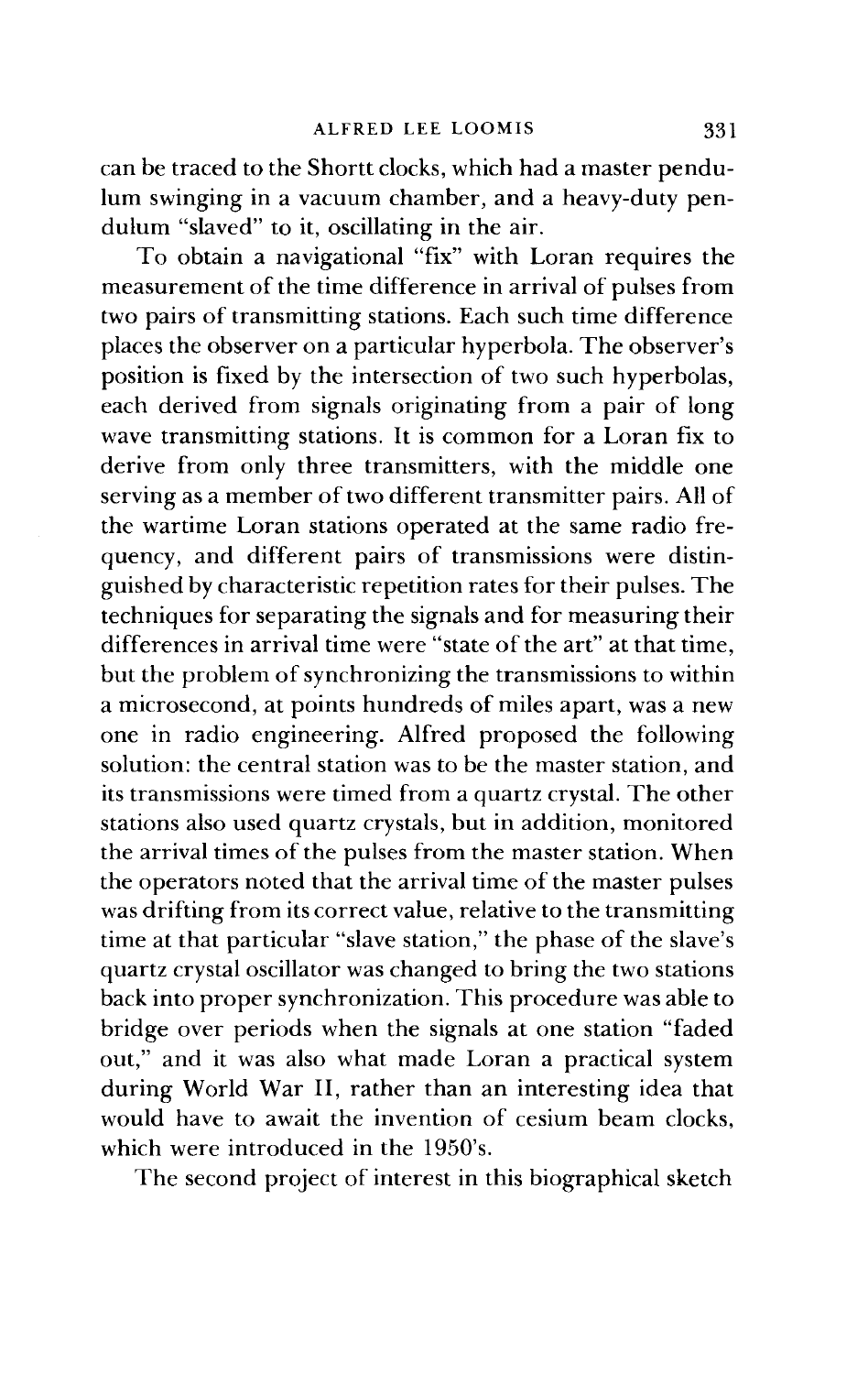can be traced to the Shortt clocks, which had a master pendulum swinging in a vacuum chamber, and a heavy-duty pendulum "slaved" to it, oscillating in the air.

To obtain a navigational "fix" with Loran requires the measurement of the time difference in arrival of pulses from two pairs of transmitting stations. Each such time difference places the observer on a particular hyperbola. The observer's position is fixed by the intersection of two such hyperbolas, each derived from signals originating from a pair of long wave transmitting stations. It is common for a Loran fix to derive from only three transmitters, with the middle one serving as a member of two different transmitter pairs. All of the wartime Loran stations operated at the same radio frequency, and different pairs of transmissions were distinguished by characteristic repetition rates for their pulses. The techniques for separating the signals and for measuring their differences in arrival time were "state of the art" at that time, but the problem of synchronizing the transmissions to within a microsecond, at points hundreds of miles apart, was a new one in radio engineering. Alfred proposed the following solution: the central station was to be the master station, and its transmissions were timed from a quartz crystal. The other stations also used quartz crystals, but in addition, monitored the arrival times of the pulses from the master station. When the operators noted that the arrival time of the master pulses was drifting from its correct value, relative to the transmitting time at that particular "slave station," the phase of the slave's quartz crystal oscillator was changed to bring the two stations back into proper synchronization. This procedure was able to bridge over periods when the signals at one station "faded out," and it was also what made Loran a practical system during World War II, rather than an interesting idea that would have to await the invention of cesium beam clocks, which were introduced in the 1950's.

The second project of interest in this biographical sketch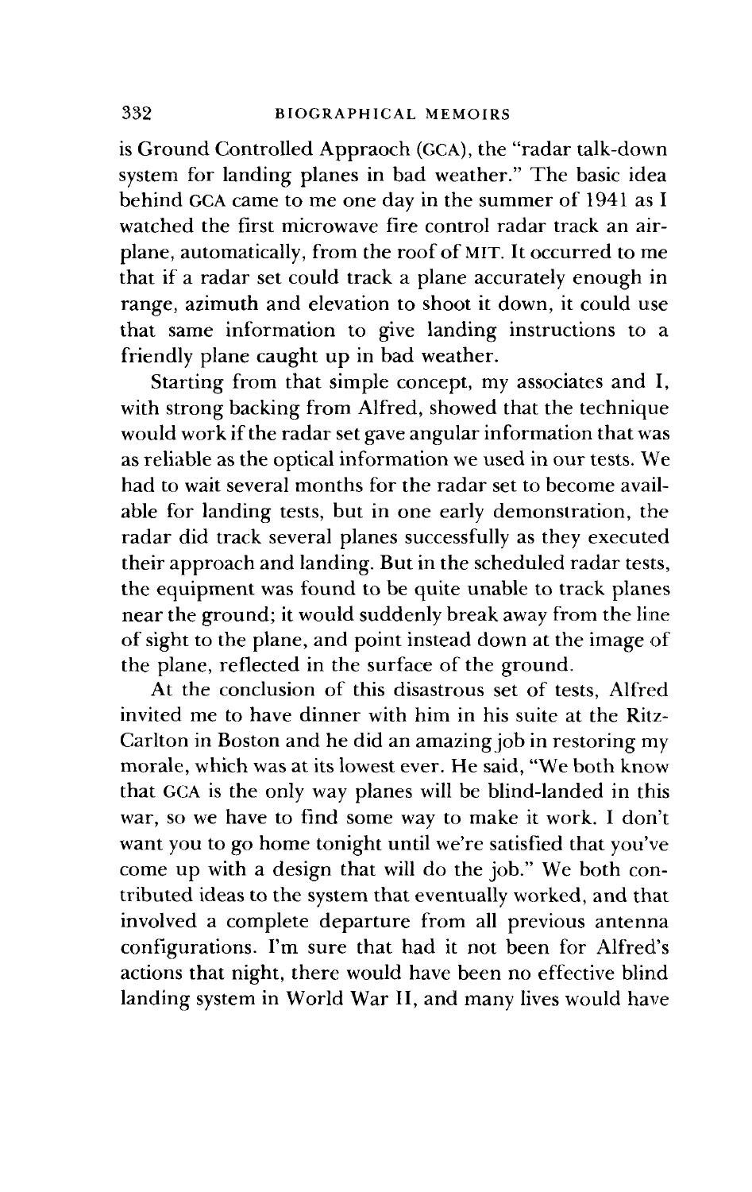is Ground Controlled Appraoch (GCA), the "radar talk-down system for landing planes in bad weather." The basic idea behind GCA came to me one day in the summer of 1941 as I watched the first microwave fire control radar track an airplane, automatically, from the roof of MIT. It occurred to me that if a radar set could track a plane accurately enough in range, azimuth and elevation to shoot it down, it could use that same information to give landing instructions to a friendly plane caught up in bad weather.

Starting from that simple concept, my associates and I, with strong backing from Alfred, showed that the technique would work if the radar set gave angular information that was as reliable as the optical information we used in our tests. We had to wait several months for the radar set to become available for landing tests, but in one early demonstration, the radar did track several planes successfully as they executed their approach and landing. But in the scheduled radar tests, the equipment was found to be quite unable to track planes near the ground; it would suddenly break away from the line of sight to the plane, and point instead down at the image of the plane, reflected in the surface of the ground.

At the conclusion of this disastrous set of tests, Alfred invited me to have dinner with him in his suite at the Ritz-Carlton in Boston and he did an amazing job in restoring my morale, which was at its lowest ever. He said, "We both know that GCA is the only way planes will be blind-landed in this war, so we have to find some way to make it work. I don't want you to go home tonight until we're satisfied that you've come up with a design that will do the job." We both contributed ideas to the system that eventually worked, and that involved a complete departure from all previous antenna configurations. I'm sure that had it not been for Alfred's actions that night, there would have been no effective blind landing system in World War II, and many lives would have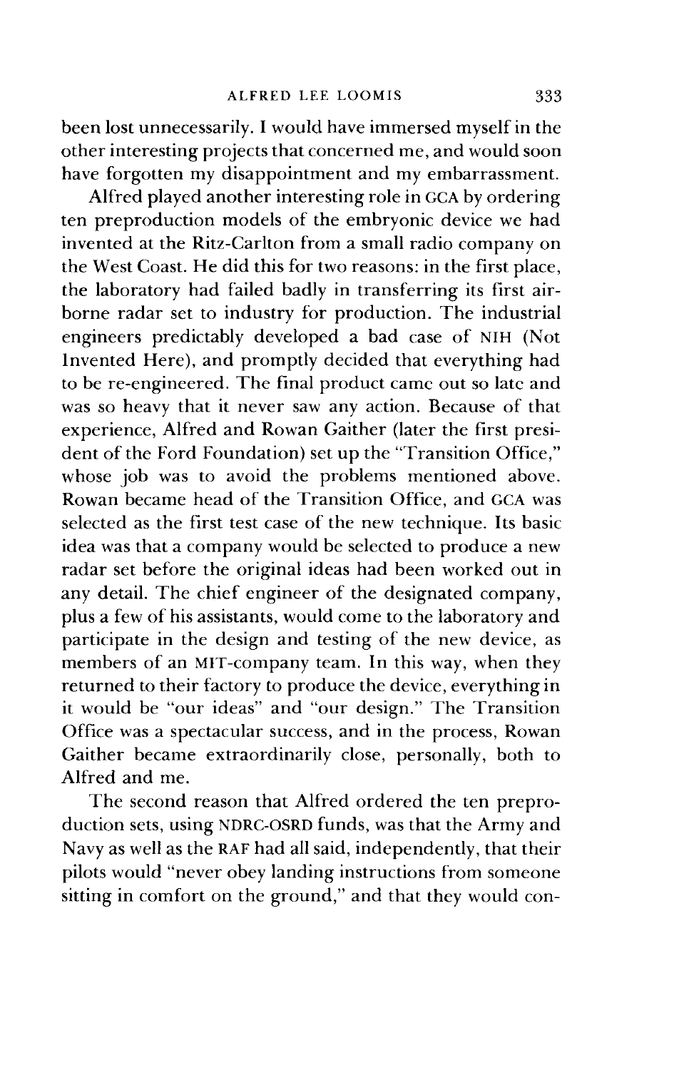been lost unnecessarily. I would have immersed myself in the other interesting projects that concerned me, and would soon have forgotten my disappointment and my embarrassment.

Alfred played another interesting role in GCA by ordering ten preproduction models of the embryonic device we had invented at the Ritz-Carlton from a small radio company on the West Coast. He did this for two reasons: in the first place, the laboratory had failed badly in transferring its first airborne radar set to industry for production. The industrial engineers predictably developed a bad case of NIH (Not Invented Here), and promptly decided that everything had to be re-engineered. The final product came out so late and was so heavy that it never saw any action. Because of that experience, Alfred and Rowan Gaither (later the first president of the Ford Foundation) set up the "Transition Office," whose job was to avoid the problems mentioned above. Rowan became head of the Transition Office, and GCA was selected as the first test case of the new technique. Its basic idea was that a company would be selected to produce a new radar set before the original ideas had been worked out in any detail. The chief engineer of the designated company, plus a few of his assistants, would come to the laboratory and participate in the design and testing of the new device, as members of an MIT-company team. In this way, when they returned to their factory to produce the device, everything in it would be "our ideas" and "our design." The Transition Office was a spectacular success, and in the process, Rowan Gaither became extraordinarily close, personally, both to Alfred and me.

The second reason that Alfred ordered the ten preproduction sets, using NDRC-OSRD funds, was that the Army and Navy as well as the RAF had all said, independently, that their pilots would "never obey landing instructions from someone sitting in comfort on the ground," and that they would con-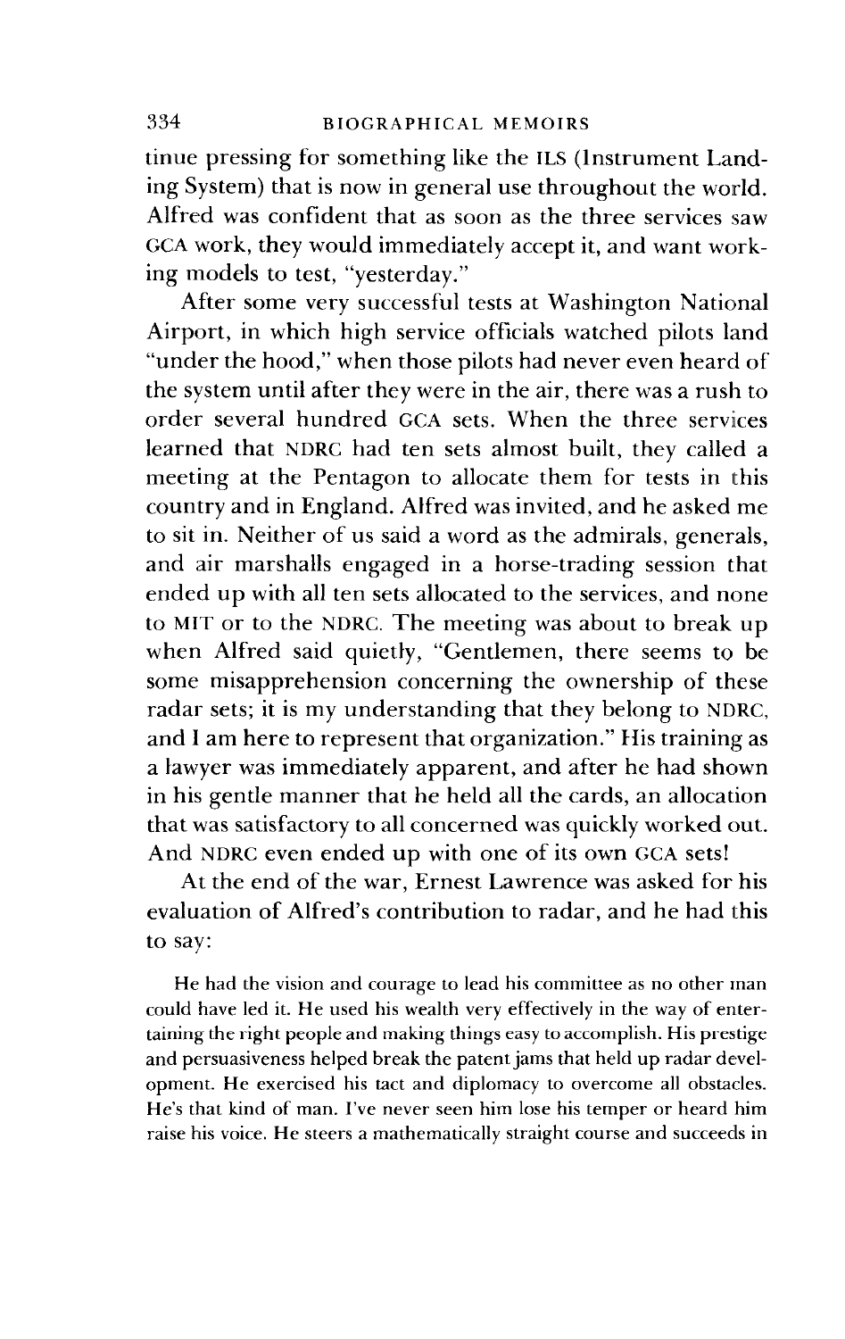tinue pressing for something like the ILS (Instrument Landing System) that is now in general use throughout the world. Alfred was confident that as soon as the three services saw GCA work, they would immediately accept it, and want working models to test, "yesterday."

After some very successful tests at Washington National Airport, in which high service officials watched pilots land "under the hood," when those pilots had never even heard of the system until after they were in the air, there was a rush to order several hundred GCA sets. When the three services learned that NDRC had ten sets almost built, they called a meeting at the Pentagon to allocate them for tests in this country and in England. Alfred was invited, and he asked me to sit in. Neither of us said a word as the admirals, generals, and air marshalls engaged in a horse-trading session that ended up with all ten sets allocated to the services, and none to MIT or to the NDRC. The meeting was about to break up when Alfred said quietly, "Gentlemen, there seems to be some misapprehension concerning the ownership of these radar sets; it is my understanding that they belong to NDRC, and I am here to represent that organization." His training as a lawyer was immediately apparent, and after he had shown in his gentle manner that he held all the cards, an allocation that was satisfactory to all concerned was quickly worked out. And NDRC even ended up with one of its own GCA sets!

At the end of the war, Ernest Lawrence was asked for his evaluation of Alfred's contribution to radar, and he had this to say:

> He had the vision and courage to lead his committee as no other man could have led it. He used his wealth very effectively in the way of entertaining the right people and making things easy to accomplish. His prestige and persuasiveness helped break the patent jams that held up radar development. He exercised his tact and diplomacy to overcome all obstacles. He's that kind of man. I've never seen him lose his temper or heard him raise his voice. He steers a mathematically straight course and succeeds in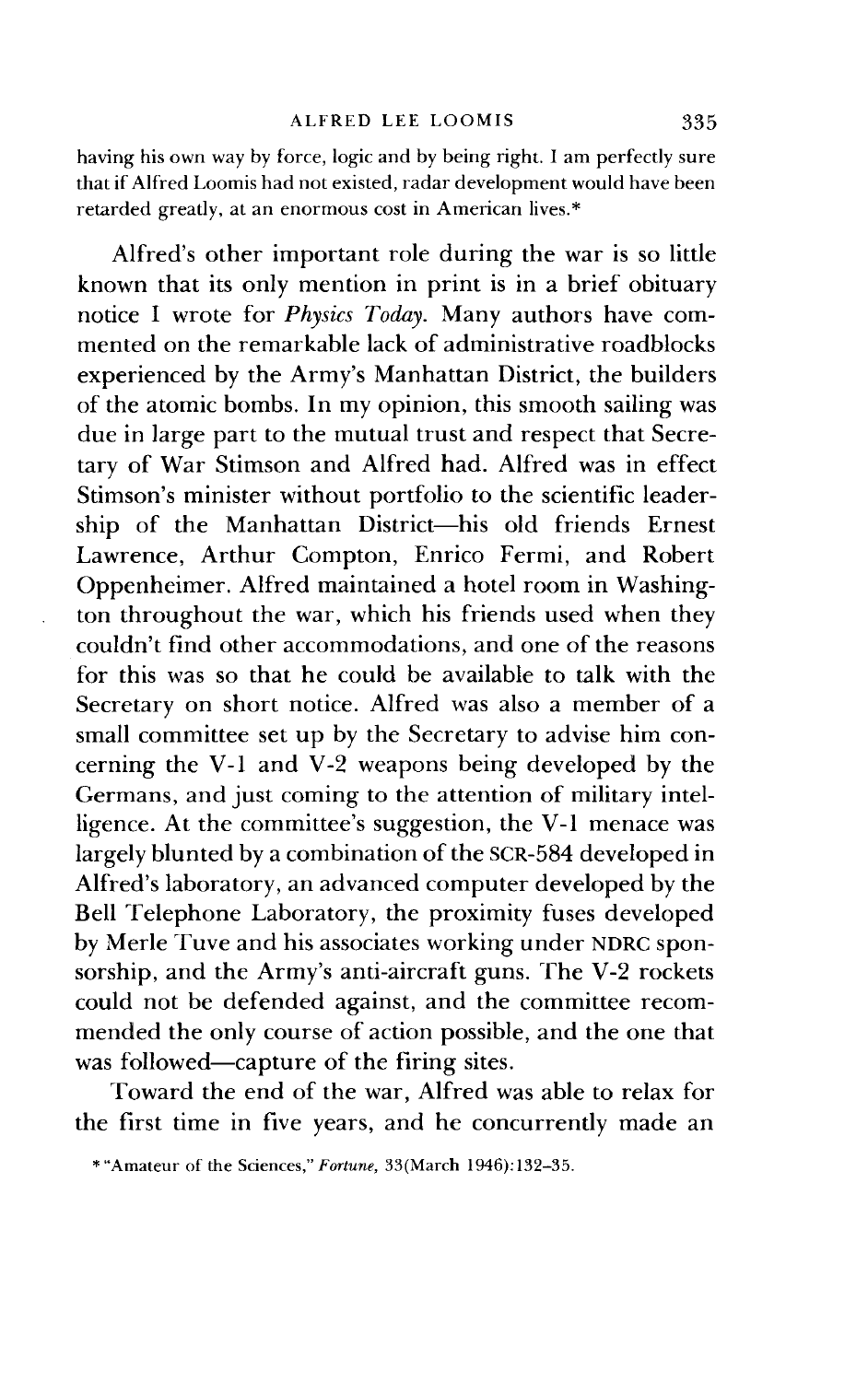having his own way by force, logic and by being right. I am perfectly sure that if Alfred Loomis had not existed, radar development would have been retarded greatly, at an enormous cost in American lives.*

Alfred's other important role during the war is so little known that its only mention in print is in a brief obituary notice I wrote for *Physics Today*. Many authors have commented on the remarkable lack of administrative roadblocks experienced by the Army's Manhattan District, the builders of the atomic bombs. In my opinion, this smooth sailing was due in large part to the mutual trust and respect that Secretary of War Stimson and Alfred had. Alfred was in effect Stimson's minister without portfolio to the scientific leadership of the Manhattan District—his old friends Ernest Lawrence, Arthur Compton, Enrico Fermi, and Robert Oppenheimer. Alfred maintained a hotel room in Washington throughout the war, which his friends used when they couldn't find other accommodations, and one of the reasons for this was so that he could be available to talk with the Secretary on short notice. Alfred was also a member of a small committee set up by the Secretary to advise him concerning the V-1 and V-2 weapons being developed by the Germans, and just coming to the attention of military intelligence. At the committee's suggestion, the V-1 menace was largely blunted by a combination of the SCR-584 developed in Alfred's laboratory, an advanced computer developed by the Bell Telephone Laboratory, the proximity fuses developed by Merle Tuve and his associates working under NDRC sponsorship, and the Army's anti-aircraft guns. The V-2 rockets could not be defended against, and the committee recommended the only course of action possible, and the one that was followed—capture of the firing sites.

Toward the end of the war, Alfred was able to relax for the first time in five years, and he concurrently made an

* "Amateur of the Sciences," *Fortune*, 33(March 1946):132–35.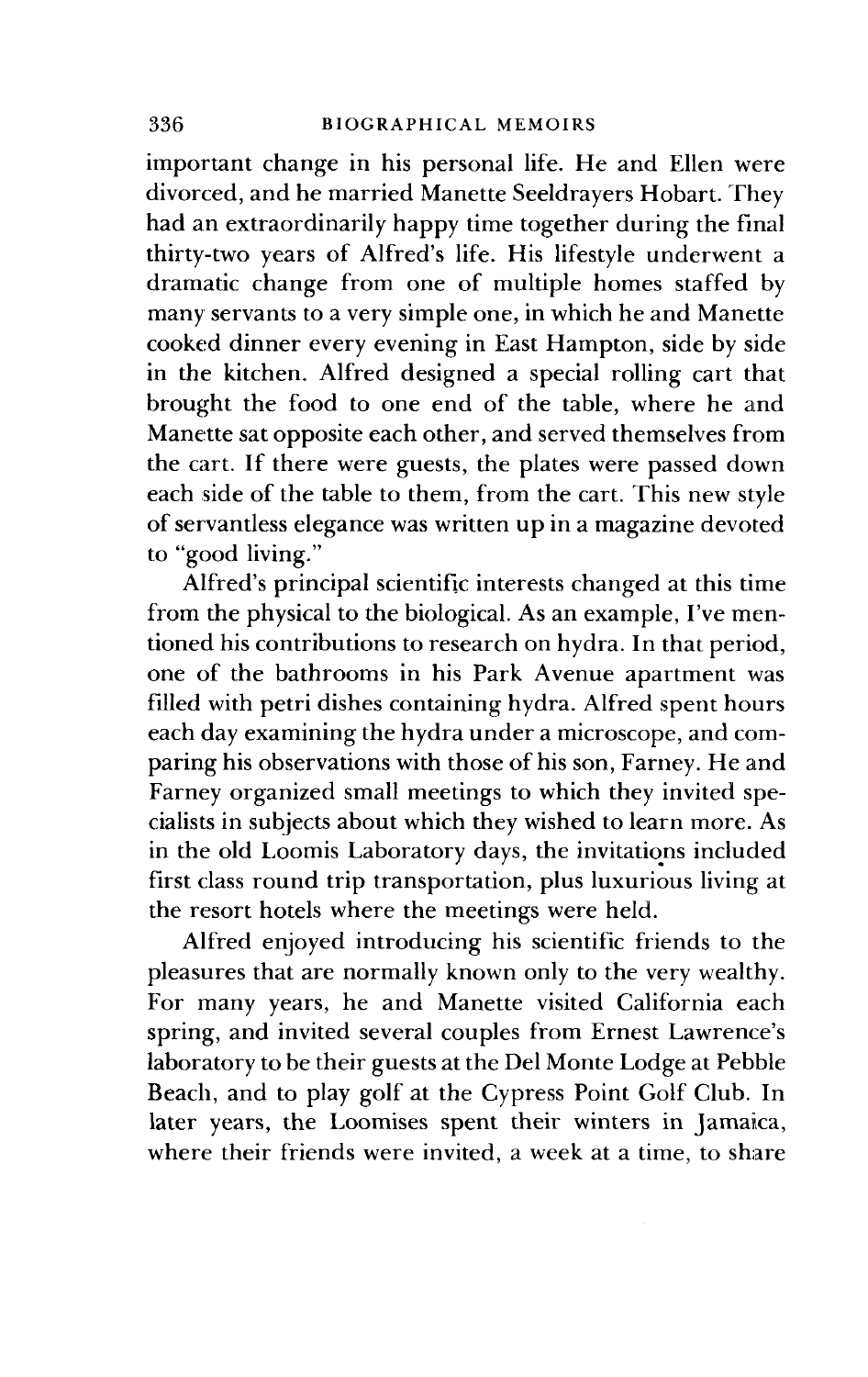important change in his personal life. He and Ellen were divorced, and he married Manette Seeldrayers Hobart. They had an extraordinarily happy time together during the final thirty-two years of Alfred's life. His lifestyle underwent a dramatic change from one of multiple homes staffed by many servants to a very simple one, in which he and Manette cooked dinner every evening in East Hampton, side by side in the kitchen. Alfred designed a special rolling cart that brought the food to one end of the table, where he and Manette sat opposite each other, and served themselves from the cart. If there were guests, the plates were passed down each side of the table to them, from the cart. This new style of servantless elegance was written up in a magazine devoted to "good living."

Alfred's principal scientific interests changed at this time from the physical to the biological. As an example, I've mentioned his contributions to research on hydra. In that period, one of the bathrooms in his Park Avenue apartment was filled with petri dishes containing hydra. Alfred spent hours each day examining the hydra under a microscope, and comparing his observations with those of his son, Farney. He and Farney organized small meetings to which they invited specialists in subjects about which they wished to learn more. As in the old Loomis Laboratory days, the invitations included first class round trip transportation, plus luxurious living at the resort hotels where the meetings were held.

Alfred enjoyed introducing his scientific friends to the pleasures that are normally known only to the very wealthy. For many years, he and Manette visited California each spring, and invited several couples from Ernest Lawrence's laboratory to be their guests at the Del Monte Lodge at Pebble Beach, and to play golf at the Cypress Point Golf Club. In later years, the Loomises spent their winters in Jamaica, where their friends were invited, a week at a time, to share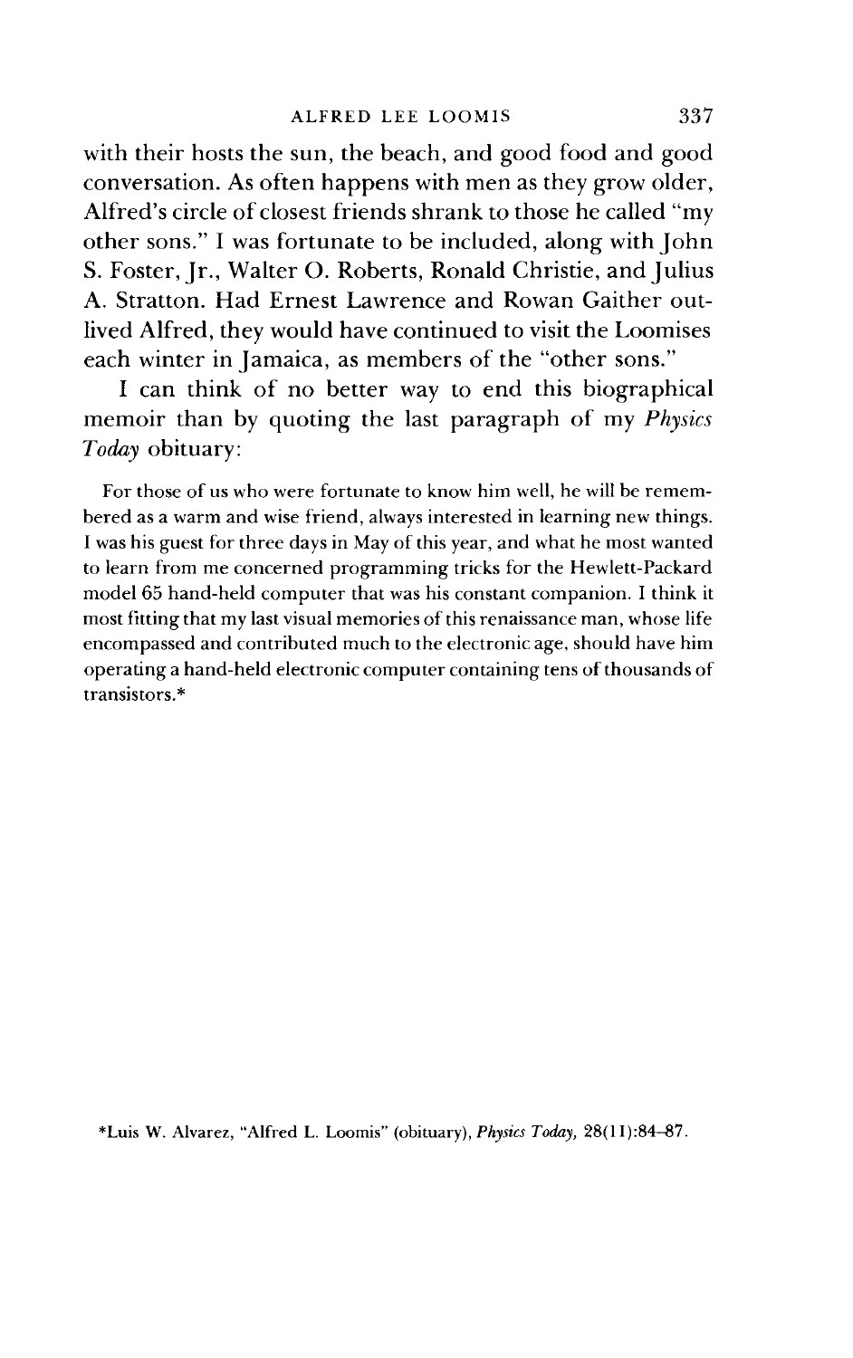with their hosts the sun, the beach, and good food and good conversation. As often happens with men as they grow older, Alfred's circle of closest friends shrank to those he called "my other sons." I was fortunate to be included, along with John S. Foster, Jr., Walter O. Roberts, Ronald Christie, and Julius A. Stratton. Had Ernest Lawrence and Rowan Gaither outlived Alfred, they would have continued to visit the Loomises each winter in Jamaica, as members of the "other sons."

I can think of no better way to end this biographical memoir than by quoting the last paragraph of my *Physics Today* obituary:

> For those of us who were fortunate to know him well, he will be remembered as a warm and wise friend, always interested in learning new things. I was his guest for three days in May of this year, and what he most wanted to learn from me concerned programming tricks for the Hewlett-Packard model 65 hand-held computer that was his constant companion. I think it most fitting that my last visual memories of this renaissance man, whose life encompassed and contributed much to the electronic age, should have him operating a hand-held electronic computer containing tens of thousands of transistors.*

*Luis W. Alvarez, "Alfred L. Loomis" (obituary), *Physics Today,* 28(11):84–87.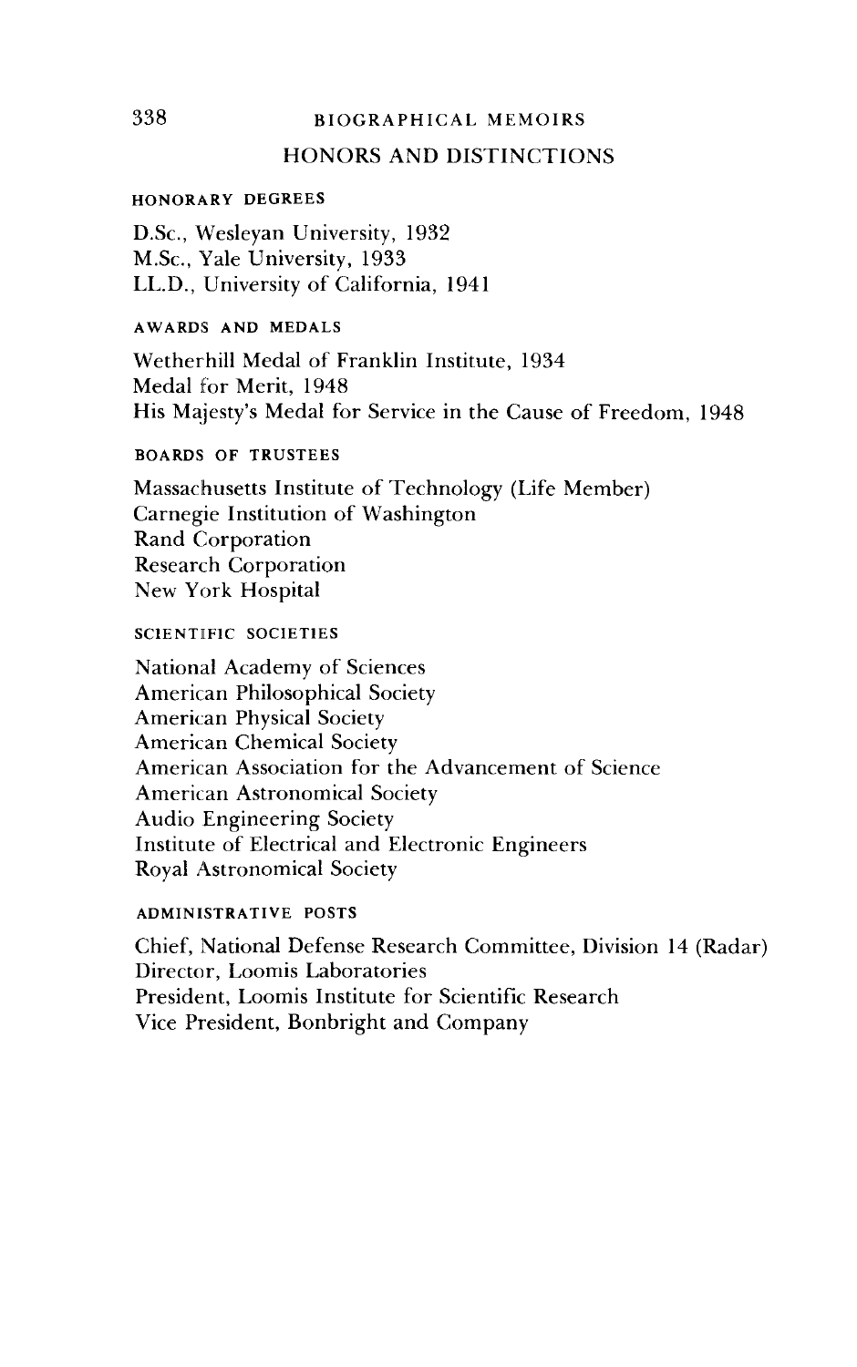## HONORS AND DISTINCTIONS

### HONORARY DEGREES

D.Sc., Wesleyan University, 1932
M.Sc., Yale University, 1933
LL.D., University of California, 1941

### AWARDS AND MEDALS

Wetherhill Medal of Franklin Institute, 1934
Medal for Merit, 1948
His Majesty's Medal for Service in the Cause of Freedom, 1948

### BOARDS OF TRUSTEES

Massachusetts Institute of Technology (Life Member)
Carnegie Institution of Washington
Rand Corporation
Research Corporation
New York Hospital

### SCIENTIFIC SOCIETIES

National Academy of Sciences
American Philosophical Society
American Physical Society
American Chemical Society
American Association for the Advancement of Science
American Astronomical Society
Audio Engineering Society
Institute of Electrical and Electronic Engineers
Royal Astronomical Society

### ADMINISTRATIVE POSTS

Chief, National Defense Research Committee, Division 14 (Radar)
Director, Loomis Laboratories
President, Loomis Institute for Scientific Research
Vice President, Bonbright and Company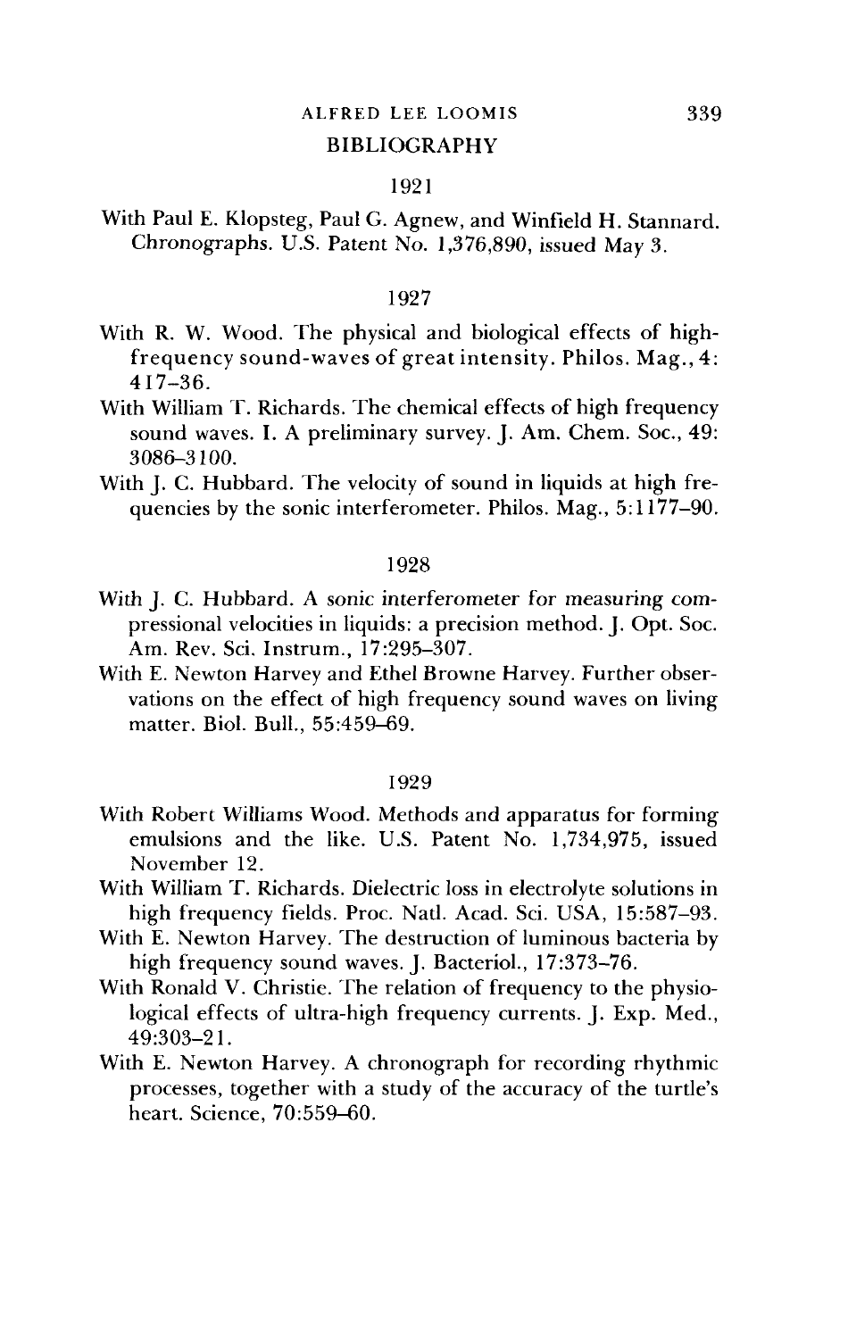## BIBLIOGRAPHY

### 1921

With Paul E. Klopsteg, Paul G. Agnew, and Winfield H. Stannard. Chronographs. U.S. Patent No. 1,376,890, issued May 3.

### 1927

With R. W. Wood. The physical and biological effects of high-frequency sound-waves of great intensity. Philos. Mag., 4: 417–36.

With William T. Richards. The chemical effects of high frequency sound waves. I. A preliminary survey. J. Am. Chem. Soc., 49: 3086–3100.

With J. C. Hubbard. The velocity of sound in liquids at high frequencies by the sonic interferometer. Philos. Mag., 5:1177–90.

### 1928

With J. C. Hubbard. A sonic interferometer for measuring compressional velocities in liquids: a precision method. J. Opt. Soc. Am. Rev. Sci. Instrum., 17:295–307.

With E. Newton Harvey and Ethel Browne Harvey. Further observations on the effect of high frequency sound waves on living matter. Biol. Bull., 55:459–69.

### 1929

With Robert Williams Wood. Methods and apparatus for forming emulsions and the like. U.S. Patent No. 1,734,975, issued November 12.

With William T. Richards. Dielectric loss in electrolyte solutions in high frequency fields. Proc. Natl. Acad. Sci. USA, 15:587–93.

With E. Newton Harvey. The destruction of luminous bacteria by high frequency sound waves. J. Bacteriol., 17:373–76.

With Ronald V. Christie. The relation of frequency to the physiological effects of ultra-high frequency currents. J. Exp. Med., 49:303–21.

With E. Newton Harvey. A chronograph for recording rhythmic processes, together with a study of the accuracy of the turtle's heart. Science, 70:559–60.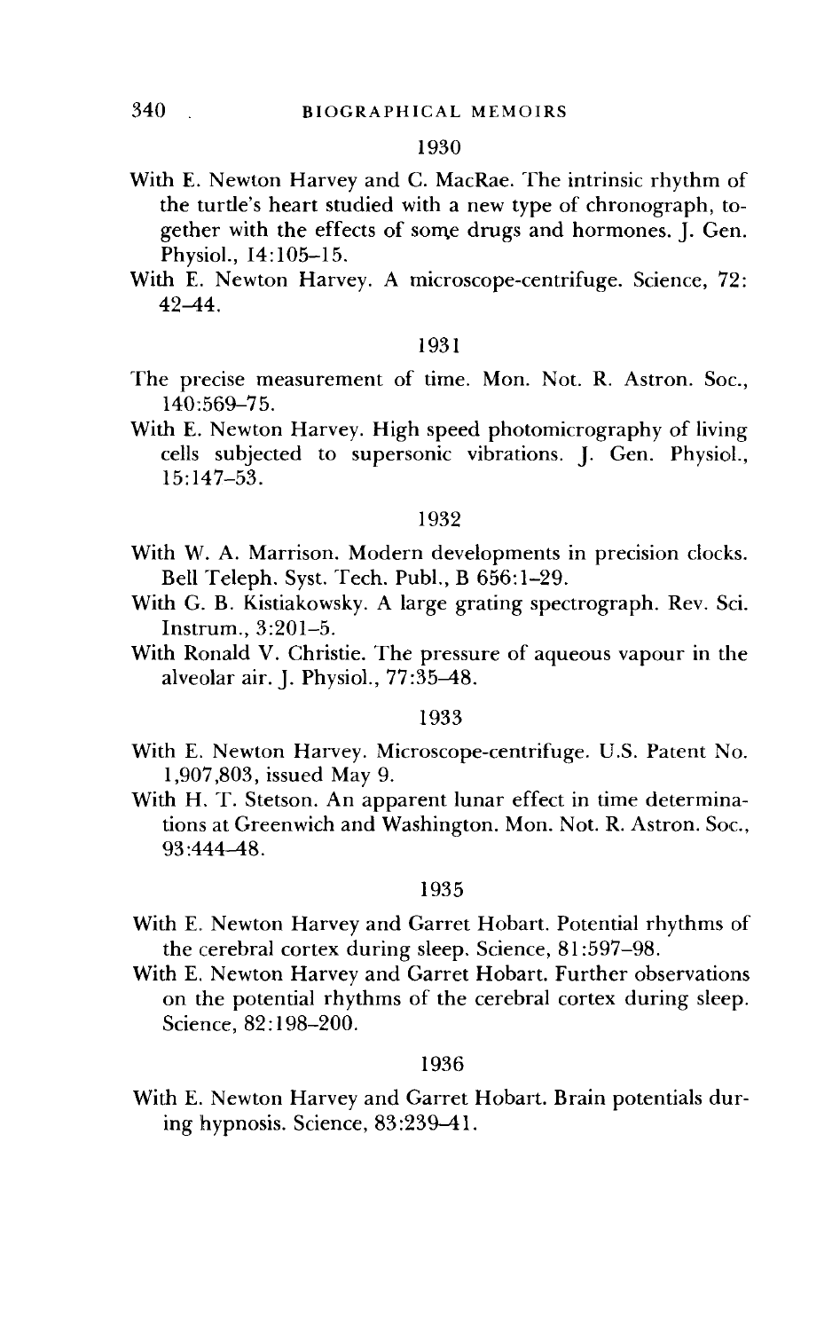1930

With E. Newton Harvey and C. MacRae. The intrinsic rhythm of the turtle's heart studied with a new type of chronograph, together with the effects of some drugs and hormones. J. Gen. Physiol., 14:105–15.

With E. Newton Harvey. A microscope-centrifuge. Science, 72: 42–44.

1931

The precise measurement of time. Mon. Not. R. Astron. Soc., 140:569–75.

With E. Newton Harvey. High speed photomicrography of living cells subjected to supersonic vibrations. J. Gen. Physiol., 15:147–53.

1932

With W. A. Marrison. Modern developments in precision clocks. Bell Teleph. Syst. Tech. Publ., B 656:1–29.

With G. B. Kistiakowsky. A large grating spectrograph. Rev. Sci. Instrum., 3:201–5.

With Ronald V. Christie. The pressure of aqueous vapour in the alveolar air. J. Physiol., 77:35–48.

1933

With E. Newton Harvey. Microscope-centrifuge. U.S. Patent No. 1,907,803, issued May 9.

With H. T. Stetson. An apparent lunar effect in time determinations at Greenwich and Washington. Mon. Not. R. Astron. Soc., 93:444–48.

1935

With E. Newton Harvey and Garret Hobart. Potential rhythms of the cerebral cortex during sleep. Science, 81:597–98.

With E. Newton Harvey and Garret Hobart. Further observations on the potential rhythms of the cerebral cortex during sleep. Science, 82:198–200.

1936

With E. Newton Harvey and Garret Hobart. Brain potentials during hypnosis. Science, 83:239–41.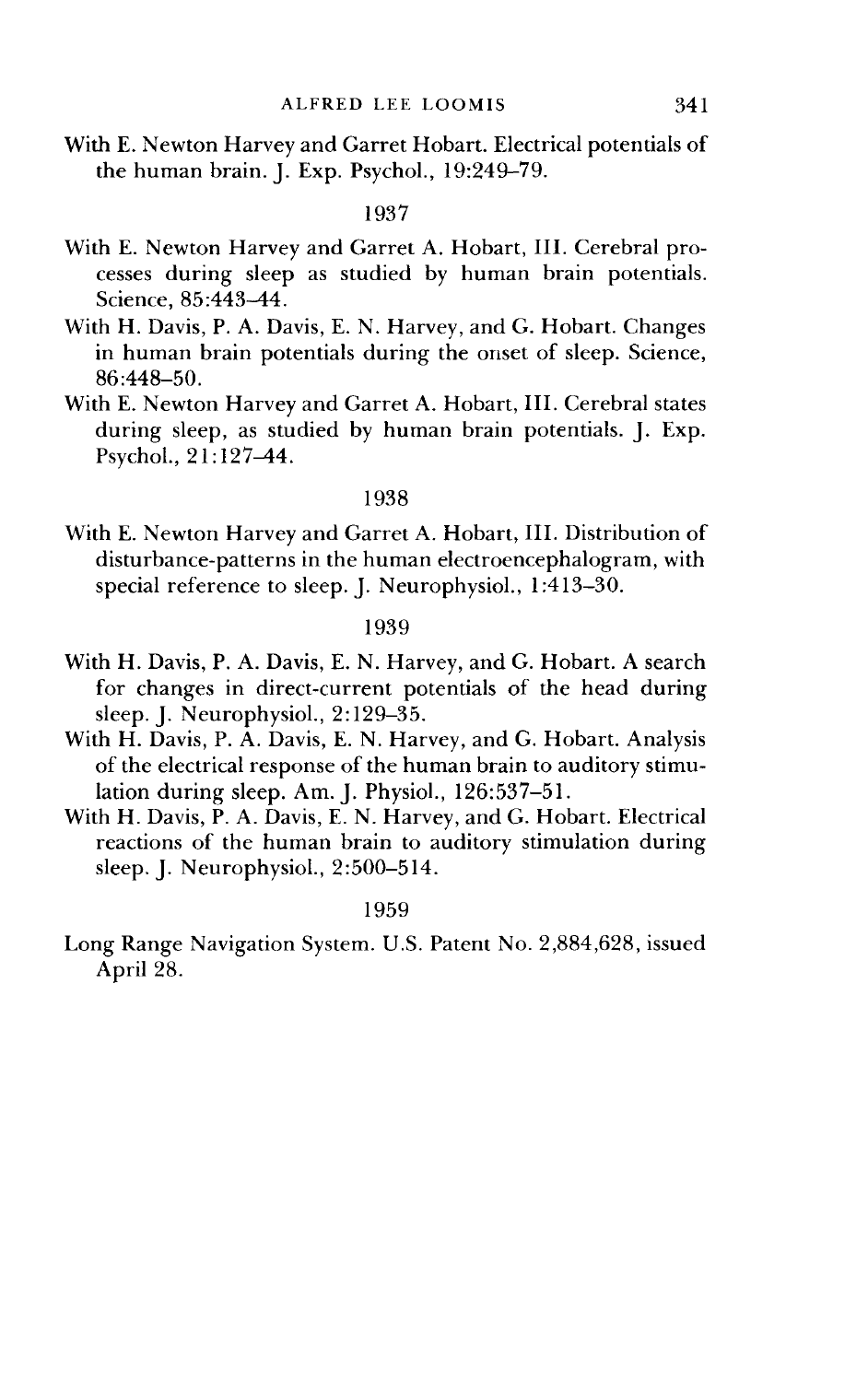With E. Newton Harvey and Garret Hobart. Electrical potentials of the human brain. J. Exp. Psychol., 19:249–79.

1937

With E. Newton Harvey and Garret A. Hobart, III. Cerebral processes during sleep as studied by human brain potentials. Science, 85:443–44.

With H. Davis, P. A. Davis, E. N. Harvey, and G. Hobart. Changes in human brain potentials during the onset of sleep. Science, 86:448–50.

With E. Newton Harvey and Garret A. Hobart, III. Cerebral states during sleep, as studied by human brain potentials. J. Exp. Psychol., 21:127–44.

1938

With E. Newton Harvey and Garret A. Hobart, III. Distribution of disturbance-patterns in the human electroencephalogram, with special reference to sleep. J. Neurophysiol., 1:413–30.

1939

With H. Davis, P. A. Davis, E. N. Harvey, and G. Hobart. A search for changes in direct-current potentials of the head during sleep. J. Neurophysiol., 2:129–35.

With H. Davis, P. A. Davis, E. N. Harvey, and G. Hobart. Analysis of the electrical response of the human brain to auditory stimulation during sleep. Am. J. Physiol., 126:537–51.

With H. Davis, P. A. Davis, E. N. Harvey, and G. Hobart. Electrical reactions of the human brain to auditory stimulation during sleep. J. Neurophysiol., 2:500–514.

1959

Long Range Navigation System. U.S. Patent No. 2,884,628, issued April 28.